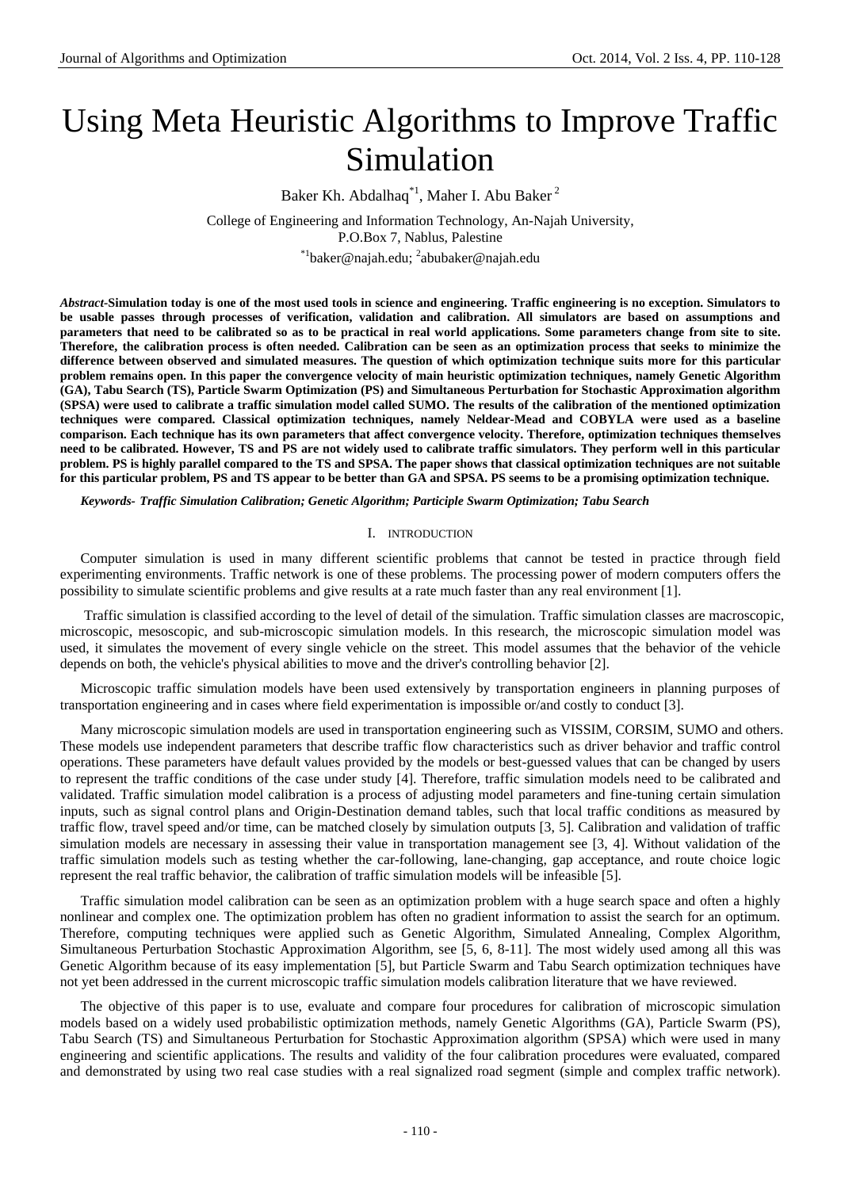# Using Meta Heuristic Algorithms to Improve Traffic Simulation

Baker Kh. Abdalhaq[*1], Maher I. Abu Baker[2]

College of Engineering and Information Technology, An-Najah University, P.O.Box 7, Nablus, Palestine

[*1]baker@najah.edu; [2]abubaker@najah.edu

***Abstract*-Simulation today is one of the most used tools in science and engineering. Traffic engineering is no exception. Simulators to be usable passes through processes of verification, validation and calibration. All simulators are based on assumptions and parameters that need to be calibrated so as to be practical in real world applications. Some parameters change from site to site. Therefore, the calibration process is often needed. Calibration can be seen as an optimization process that seeks to minimize the difference between observed and simulated measures. The question of which optimization technique suits more for this particular problem remains open. In this paper the convergence velocity of main heuristic optimization techniques, namely Genetic Algorithm (GA), Tabu Search (TS), Particle Swarm Optimization (PS) and Simultaneous Perturbation for Stochastic Approximation algorithm (SPSA) were used to calibrate a traffic simulation model called SUMO. The results of the calibration of the mentioned optimization techniques were compared. Classical optimization techniques, namely Neldear-Mead and COBYLA were used as a baseline comparison. Each technique has its own parameters that affect convergence velocity. Therefore, optimization techniques themselves need to be calibrated. However, TS and PS are not widely used to calibrate traffic simulators. They perform well in this particular problem. PS is highly parallel compared to the TS and SPSA. The paper shows that classical optimization techniques are not suitable for this particular problem, PS and TS appear to be better than GA and SPSA. PS seems to be a promising optimization technique.**

***Keywords- Traffic Simulation Calibration; Genetic Algorithm; Participle Swarm Optimization; Tabu Search***

## I. INTRODUCTION

Computer simulation is used in many different scientific problems that cannot be tested in practice through field experimenting environments. Traffic network is one of these problems. The processing power of modern computers offers the possibility to simulate scientific problems and give results at a rate much faster than any real environment [1].

Traffic simulation is classified according to the level of detail of the simulation. Traffic simulation classes are macroscopic, microscopic, mesoscopic, and sub-microscopic simulation models. In this research, the microscopic simulation model was used, it simulates the movement of every single vehicle on the street. This model assumes that the behavior of the vehicle depends on both, the vehicle's physical abilities to move and the driver's controlling behavior [2].

Microscopic traffic simulation models have been used extensively by transportation engineers in planning purposes of transportation engineering and in cases where field experimentation is impossible or/and costly to conduct [3].

Many microscopic simulation models are used in transportation engineering such as VISSIM, CORSIM, SUMO and others. These models use independent parameters that describe traffic flow characteristics such as driver behavior and traffic control operations. These parameters have default values provided by the models or best-guessed values that can be changed by users to represent the traffic conditions of the case under study [4]. Therefore, traffic simulation models need to be calibrated and validated. Traffic simulation model calibration is a process of adjusting model parameters and fine-tuning certain simulation inputs, such as signal control plans and Origin-Destination demand tables, such that local traffic conditions as measured by traffic flow, travel speed and/or time, can be matched closely by simulation outputs [3, 5]. Calibration and validation of traffic simulation models are necessary in assessing their value in transportation management see [3, 4]. Without validation of the traffic simulation models such as testing whether the car-following, lane-changing, gap acceptance, and route choice logic represent the real traffic behavior, the calibration of traffic simulation models will be infeasible [5].

Traffic simulation model calibration can be seen as an optimization problem with a huge search space and often a highly nonlinear and complex one. The optimization problem has often no gradient information to assist the search for an optimum. Therefore, computing techniques were applied such as Genetic Algorithm, Simulated Annealing, Complex Algorithm, Simultaneous Perturbation Stochastic Approximation Algorithm, see [5, 6, 8-11]. The most widely used among all this was Genetic Algorithm because of its easy implementation [5], but Particle Swarm and Tabu Search optimization techniques have not yet been addressed in the current microscopic traffic simulation models calibration literature that we have reviewed.

The objective of this paper is to use, evaluate and compare four procedures for calibration of microscopic simulation models based on a widely used probabilistic optimization methods, namely Genetic Algorithms (GA), Particle Swarm (PS), Tabu Search (TS) and Simultaneous Perturbation for Stochastic Approximation algorithm (SPSA) which were used in many engineering and scientific applications. The results and validity of the four calibration procedures were evaluated, compared and demonstrated by using two real case studies with a real signalized road segment (simple and complex traffic network).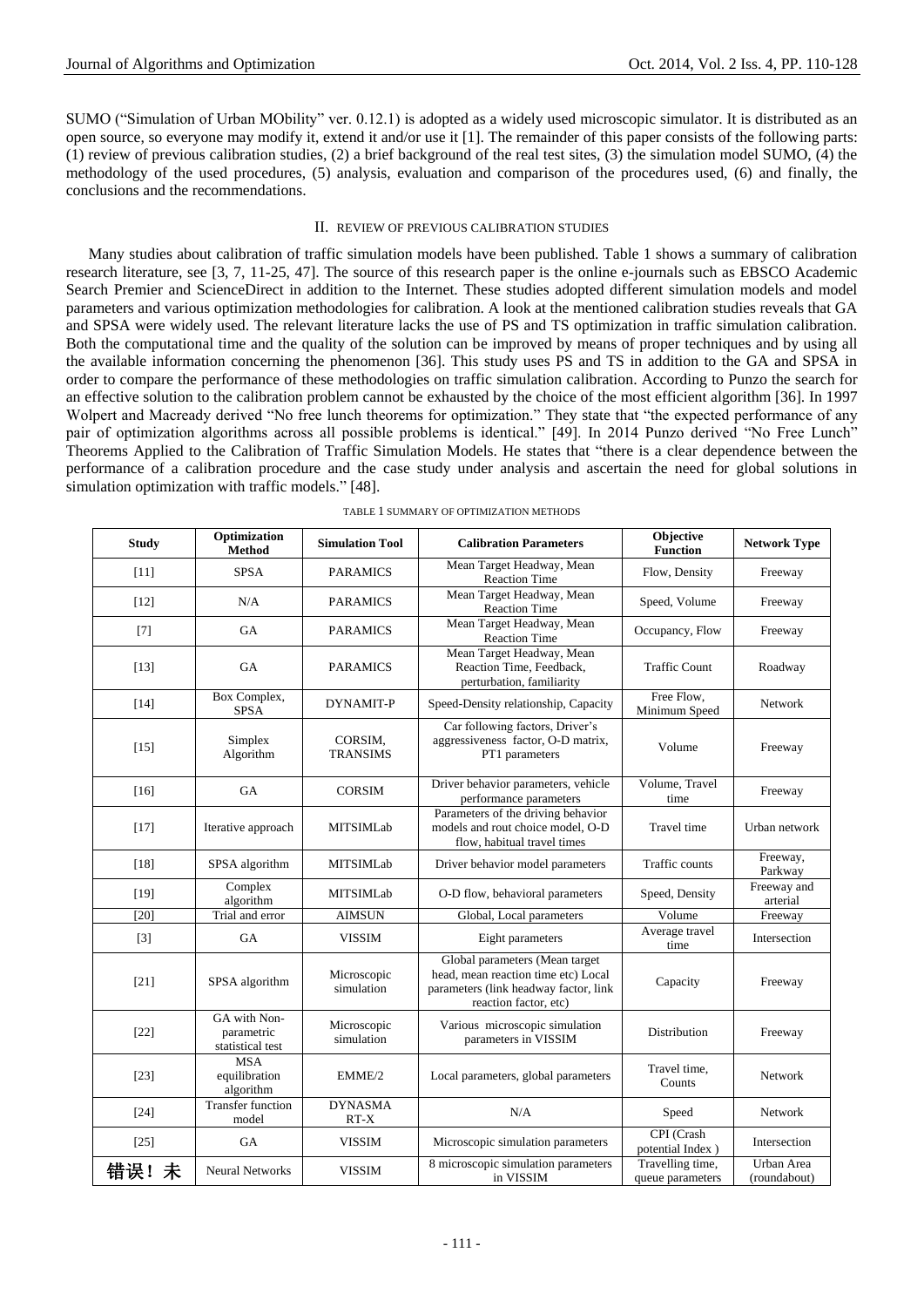SUMO ("Simulation of Urban MObility" ver. 0.12.1) is adopted as a widely used microscopic simulator. It is distributed as an open source, so everyone may modify it, extend it and/or use it [1]. The remainder of this paper consists of the following parts: (1) review of previous calibration studies, (2) a brief background of the real test sites, (3) the simulation model SUMO, (4) the methodology of the used procedures, (5) analysis, evaluation and comparison of the procedures used, (6) and finally, the conclusions and the recommendations.

## II. REVIEW OF PREVIOUS CALIBRATION STUDIES

Many studies about calibration of traffic simulation models have been published. Table 1 shows a summary of calibration research literature, see [3, 7, 11-25, 47]. The source of this research paper is the online e-journals such as EBSCO Academic Search Premier and ScienceDirect in addition to the Internet. These studies adopted different simulation models and model parameters and various optimization methodologies for calibration. A look at the mentioned calibration studies reveals that GA and SPSA were widely used. The relevant literature lacks the use of PS and TS optimization in traffic simulation calibration. Both the computational time and the quality of the solution can be improved by means of proper techniques and by using all the available information concerning the phenomenon [36]. This study uses PS and TS in addition to the GA and SPSA in order to compare the performance of these methodologies on traffic simulation calibration. According to Punzo the search for an effective solution to the calibration problem cannot be exhausted by the choice of the most efficient algorithm [36]. In 1997 Wolpert and Macready derived "No free lunch theorems for optimization." They state that "the expected performance of any pair of optimization algorithms across all possible problems is identical." [49]. In 2014 Punzo derived "No Free Lunch" Theorems Applied to the Calibration of Traffic Simulation Models. He states that "there is a clear dependence between the performance of a calibration procedure and the case study under analysis and ascertain the need for global solutions in simulation optimization with traffic models." [48].

TABLE 1 SUMMARY OF OPTIMIZATION METHODS

| Study | Optimization Method | Simulation Tool | Calibration Parameters | Objective Function | Network Type |
|---|---|---|---|---|---|
| [11] | SPSA | PARAMICS | Mean Target Headway, Mean Reaction Time | Flow, Density | Freeway |
| [12] | N/A | PARAMICS | Mean Target Headway, Mean Reaction Time | Speed, Volume | Freeway |
| [7] | GA | PARAMICS | Mean Target Headway, Mean Reaction Time | Occupancy, Flow | Freeway |
| [13] | GA | PARAMICS | Mean Target Headway, Mean Reaction Time, Feedback, perturbation, familiarity | Traffic Count | Roadway |
| [14] | Box Complex, SPSA | DYNAMIT-P | Speed-Density relationship, Capacity | Free Flow, Minimum Speed | Network |
| [15] | Simplex Algorithm | CORSIM, TRANSIMS | Car following factors, Driver's aggressiveness factor, O-D matrix, PT1 parameters | Volume | Freeway |
| [16] | GA | CORSIM | Driver behavior parameters, vehicle performance parameters | Volume, Travel time | Freeway |
| [17] | Iterative approach | MITSIMLab | Parameters of the driving behavior models and rout choice model, O-D flow, habitual travel times | Travel time | Urban network |
| [18] | SPSA algorithm | MITSIMLab | Driver behavior model parameters | Traffic counts | Freeway, Parkway |
| [19] | Complex algorithm | MITSIMLab | O-D flow, behavioral parameters | Speed, Density | Freeway and arterial |
| [20] | Trial and error | AIMSUN | Global, Local parameters | Volume | Freeway |
| [3] | GA | VISSIM | Eight parameters | Average travel time | Intersection |
| [21] | SPSA algorithm | Microscopic simulation | Global parameters (Mean target head, mean reaction time etc) Local parameters (link headway factor, link reaction factor, etc) | Capacity | Freeway |
| [22] | GA with Non-parametric statistical test | Microscopic simulation | Various microscopic simulation parameters in VISSIM | Distribution | Freeway |
| [23] | MSA equilibration algorithm | EMME/2 | Local parameters, global parameters | Travel time, Counts | Network |
| [24] | Transfer function model | DYNASMA RT-X | N/A | Speed | Network |
| [25] | GA | VISSIM | Microscopic simulation parameters | CPI (Crash potential Index ) | Intersection |
| 错误！未 | Neural Networks | VISSIM | 8 microscopic simulation parameters in VISSIM | Travelling time, queue parameters | Urban Area (roundabout) |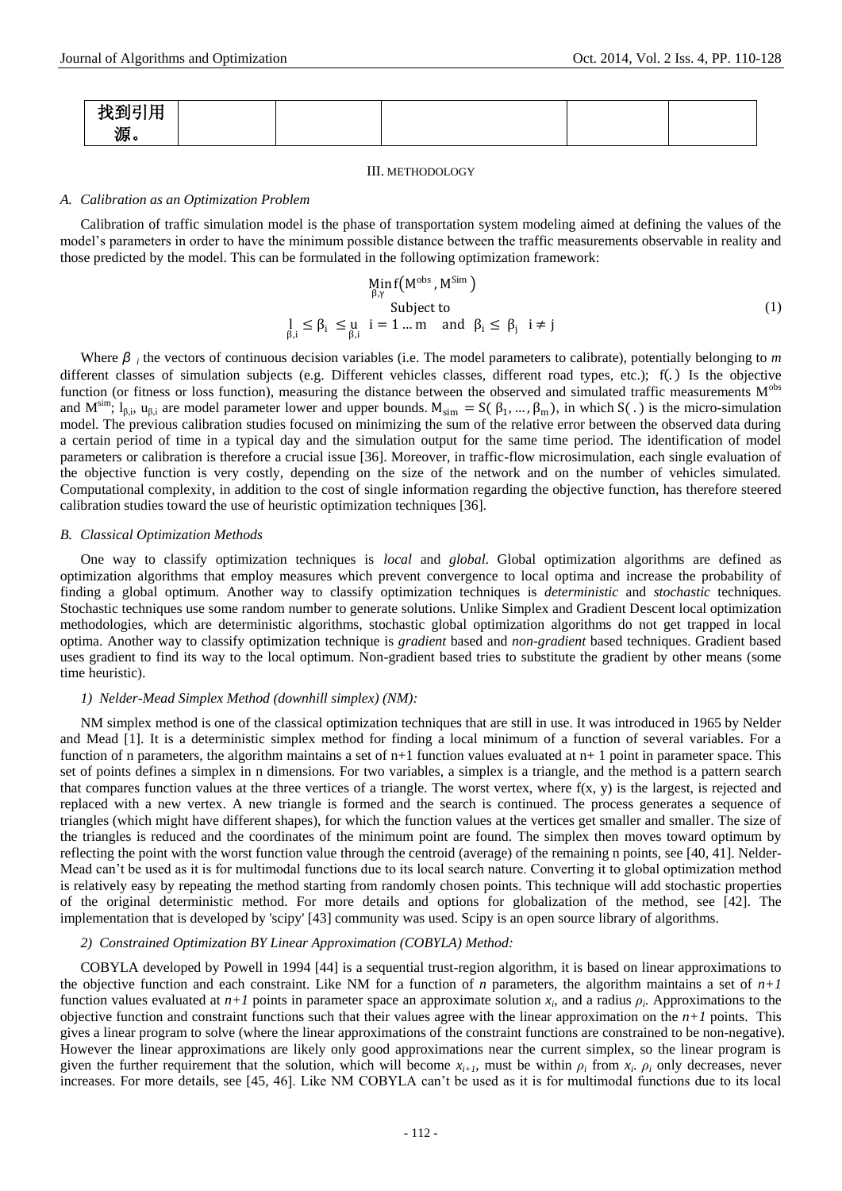| 找到引用源。 | | | | | |
|---|---|---|---|---|---|

## III. METHODOLOGY

### *A. Calibration as an Optimization Problem*

Calibration of traffic simulation model is the phase of transportation system modeling aimed at defining the values of the model's parameters in order to have the minimum possible distance between the traffic measurements observable in reality and those predicted by the model. This can be formulated in the following optimization framework:

$$\underset{\beta,\gamma}{\mathrm{Min}}\, f\left(M^{obs}, M^{Sim}\right)$$
$$\text{Subject to} \tag{1}$$
$$\underset{\beta,i}{l} \leq \beta_i \leq \underset{\beta,i}{u} \quad i = 1 \ldots m \quad \text{and} \quad \beta_i \leq \beta_j \quad i \neq j$$

Where $\beta_i$ the vectors of continuous decision variables (i.e. The model parameters to calibrate), potentially belonging to *m* different classes of simulation subjects (e.g. Different vehicles classes, different road types, etc.); $f(.)$ Is the objective function (or fitness or loss function), measuring the distance between the observed and simulated traffic measurements $M^{obs}$ and $M^{sim}$; $l_{\beta,i}$, $u_{\beta,i}$ are model parameter lower and upper bounds. $M_{sim} = S(\beta_1, \ldots, \beta_m)$, in which $S(.)$ is the micro-simulation model. The previous calibration studies focused on minimizing the sum of the relative error between the observed data during a certain period of time in a typical day and the simulation output for the same time period. The identification of model parameters or calibration is therefore a crucial issue [36]. Moreover, in traffic-flow microsimulation, each single evaluation of the objective function is very costly, depending on the size of the network and on the number of vehicles simulated. Computational complexity, in addition to the cost of single information regarding the objective function, has therefore steered calibration studies toward the use of heuristic optimization techniques [36].

### *B. Classical Optimization Methods*

One way to classify optimization techniques is *local* and *global*. Global optimization algorithms are defined as optimization algorithms that employ measures which prevent convergence to local optima and increase the probability of finding a global optimum. Another way to classify optimization techniques is *deterministic* and *stochastic* techniques. Stochastic techniques use some random number to generate solutions. Unlike Simplex and Gradient Descent local optimization methodologies, which are deterministic algorithms, stochastic global optimization algorithms do not get trapped in local optima. Another way to classify optimization technique is *gradient* based and *non-gradient* based techniques. Gradient based uses gradient to find its way to the local optimum. Non-gradient based tries to substitute the gradient by other means (some time heuristic).

#### *1) Nelder-Mead Simplex Method (downhill simplex) (NM):*

NM simplex method is one of the classical optimization techniques that are still in use. It was introduced in 1965 by Nelder and Mead [1]. It is a deterministic simplex method for finding a local minimum of a function of several variables. For a function of n parameters, the algorithm maintains a set of n+1 function values evaluated at n+ 1 point in parameter space. This set of points defines a simplex in n dimensions. For two variables, a simplex is a triangle, and the method is a pattern search that compares function values at the three vertices of a triangle. The worst vertex, where f(x, y) is the largest, is rejected and replaced with a new vertex. A new triangle is formed and the search is continued. The process generates a sequence of triangles (which might have different shapes), for which the function values at the vertices get smaller and smaller. The size of the triangles is reduced and the coordinates of the minimum point are found. The simplex then moves toward optimum by reflecting the point with the worst function value through the centroid (average) of the remaining n points, see [40, 41]. Nelder-Mead can't be used as it is for multimodal functions due to its local search nature. Converting it to global optimization method is relatively easy by repeating the method starting from randomly chosen points. This technique will add stochastic properties of the original deterministic method. For more details and options for globalization of the method, see [42]. The implementation that is developed by 'scipy' [43] community was used. Scipy is an open source library of algorithms.

#### *2) Constrained Optimization BY Linear Approximation (COBYLA) Method:*

COBYLA developed by Powell in 1994 [44] is a sequential trust-region algorithm, it is based on linear approximations to the objective function and each constraint. Like NM for a function of *n* parameters, the algorithm maintains a set of $n+1$ function values evaluated at $n+1$ points in parameter space an approximate solution $x_i$, and a radius $\rho_i$. Approximations to the objective function and constraint functions such that their values agree with the linear approximation on the $n+1$ points. This gives a linear program to solve (where the linear approximations of the constraint functions are constrained to be non-negative). However the linear approximations are likely only good approximations near the current simplex, so the linear program is given the further requirement that the solution, which will become $x_{i+1}$, must be within $\rho_i$ from $x_i$. $\rho_i$ only decreases, never increases. For more details, see [45, 46]. Like NM COBYLA can't be used as it is for multimodal functions due to its local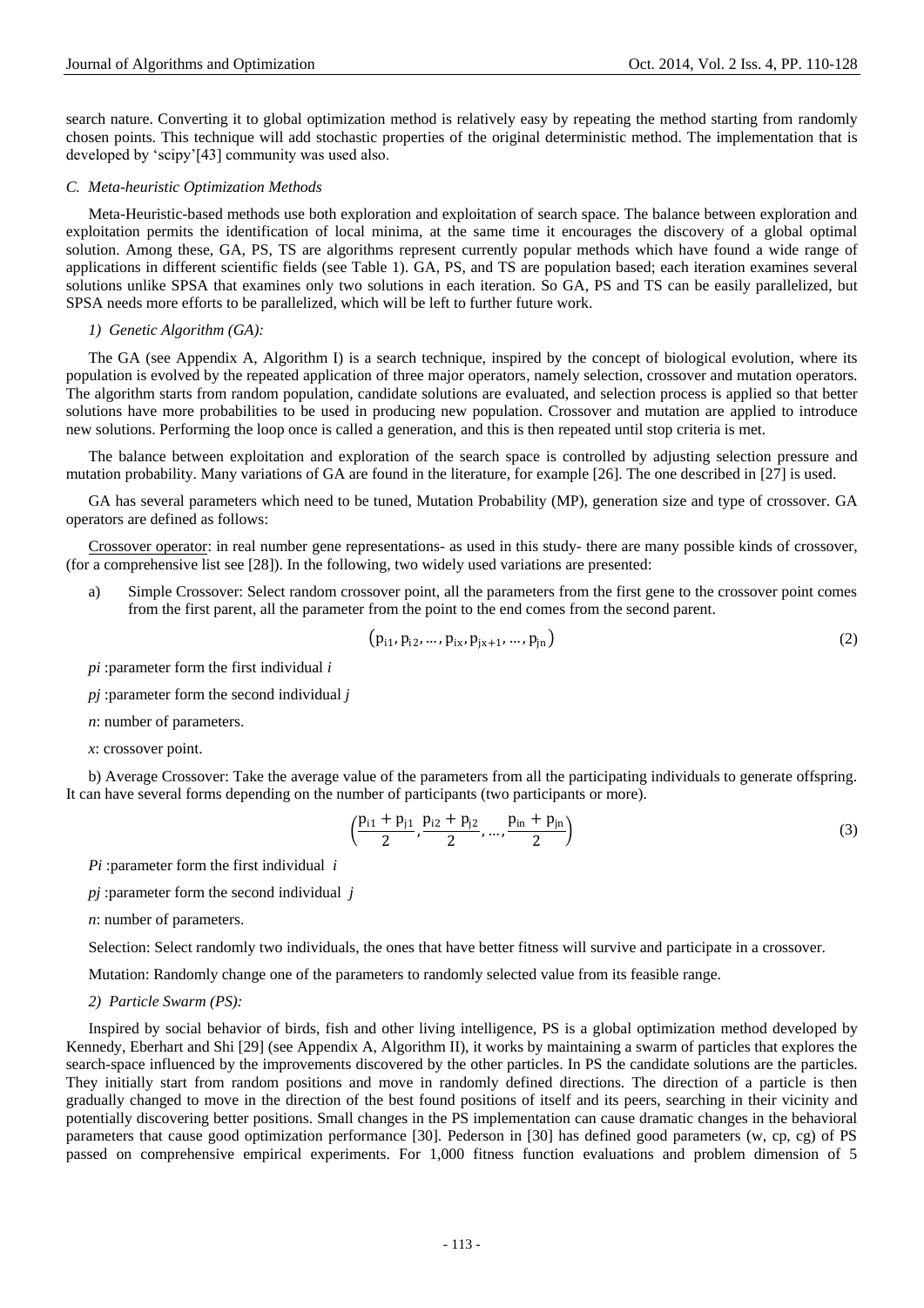search nature. Converting it to global optimization method is relatively easy by repeating the method starting from randomly chosen points. This technique will add stochastic properties of the original deterministic method. The implementation that is developed by 'scipy'[43] community was used also.

### *C. Meta-heuristic Optimization Methods*

Meta-Heuristic-based methods use both exploration and exploitation of search space. The balance between exploration and exploitation permits the identification of local minima, at the same time it encourages the discovery of a global optimal solution. Among these, GA, PS, TS are algorithms represent currently popular methods which have found a wide range of applications in different scientific fields (see Table 1). GA, PS, and TS are population based; each iteration examines several solutions unlike SPSA that examines only two solutions in each iteration. So GA, PS and TS can be easily parallelized, but SPSA needs more efforts to be parallelized, which will be left to further future work.

#### *1) Genetic Algorithm (GA):*

The GA (see Appendix A, Algorithm I) is a search technique, inspired by the concept of biological evolution, where its population is evolved by the repeated application of three major operators, namely selection, crossover and mutation operators. The algorithm starts from random population, candidate solutions are evaluated, and selection process is applied so that better solutions have more probabilities to be used in producing new population. Crossover and mutation are applied to introduce new solutions. Performing the loop once is called a generation, and this is then repeated until stop criteria is met.

The balance between exploitation and exploration of the search space is controlled by adjusting selection pressure and mutation probability. Many variations of GA are found in the literature, for example [26]. The one described in [27] is used.

GA has several parameters which need to be tuned, Mutation Probability (MP), generation size and type of crossover. GA operators are defined as follows:

Crossover operator: in real number gene representations- as used in this study- there are many possible kinds of crossover, (for a comprehensive list see [28]). In the following, two widely used variations are presented:

a) Simple Crossover: Select random crossover point, all the parameters from the first gene to the crossover point comes from the first parent, all the parameter from the point to the end comes from the second parent.

$$\left(p_{i1}, p_{i2}, \ldots, p_{ix}, p_{jx+1}, \ldots, p_{jn}\right) \tag{2}$$

*pi* :parameter form the first individual *i*

*pj* :parameter form the second individual *j*

*n*: number of parameters.

*x*: crossover point.

b) Average Crossover: Take the average value of the parameters from all the participating individuals to generate offspring. It can have several forms depending on the number of participants (two participants or more).

$$\left(\frac{p_{i1} + p_{j1}}{2}, \frac{p_{i2} + p_{j2}}{2}, \ldots, \frac{p_{in} + p_{jn}}{2}\right) \tag{3}$$

*Pi* :parameter form the first individual *i*

*pj* :parameter form the second individual *j*

*n*: number of parameters.

Selection: Select randomly two individuals, the ones that have better fitness will survive and participate in a crossover.

Mutation: Randomly change one of the parameters to randomly selected value from its feasible range.

#### *2) Particle Swarm (PS):*

Inspired by social behavior of birds, fish and other living intelligence, PS is a global optimization method developed by Kennedy, Eberhart and Shi [29] (see Appendix A, Algorithm II), it works by maintaining a swarm of particles that explores the search-space influenced by the improvements discovered by the other particles. In PS the candidate solutions are the particles. They initially start from random positions and move in randomly defined directions. The direction of a particle is then gradually changed to move in the direction of the best found positions of itself and its peers, searching in their vicinity and potentially discovering better positions. Small changes in the PS implementation can cause dramatic changes in the behavioral parameters that cause good optimization performance [30]. Pederson in [30] has defined good parameters (w, cp, cg) of PS passed on comprehensive empirical experiments. For 1,000 fitness function evaluations and problem dimension of 5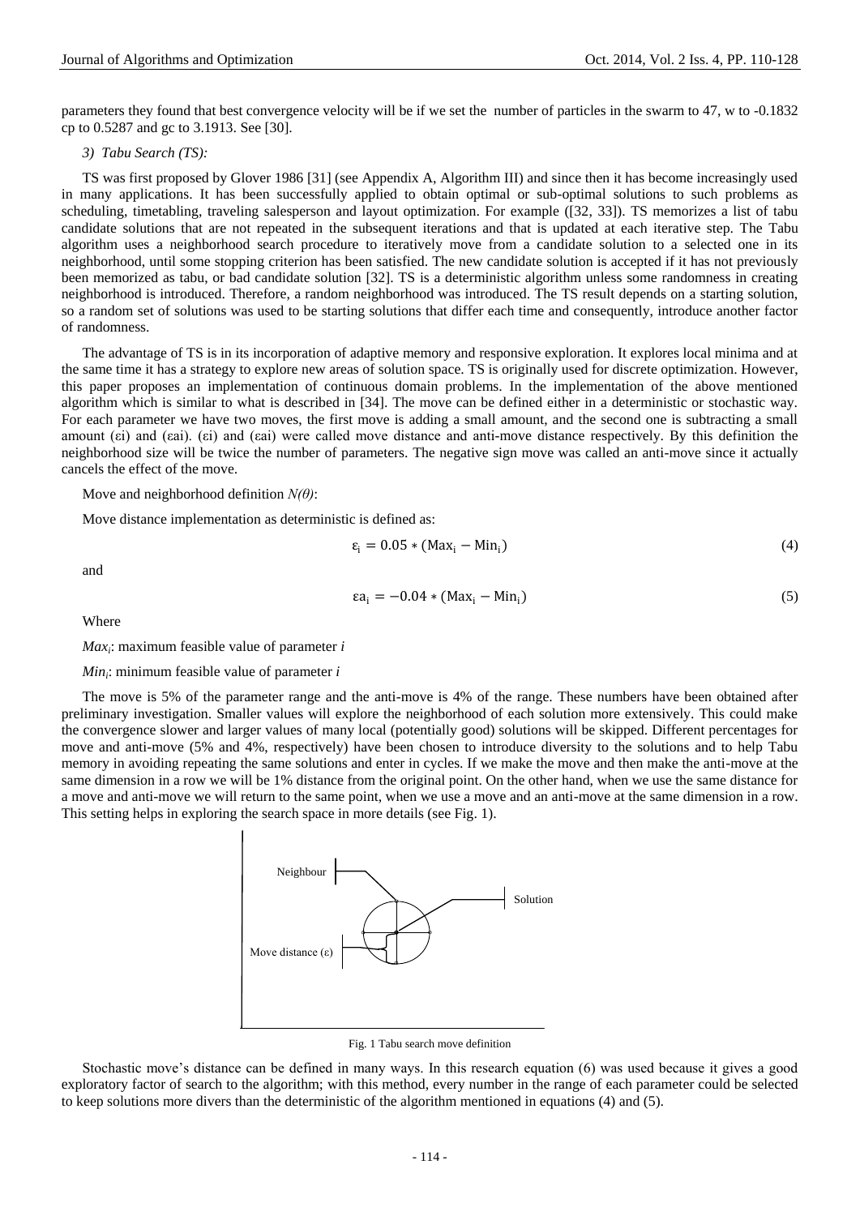parameters they found that best convergence velocity will be if we set the number of particles in the swarm to 47, w to -0.1832 cp to 0.5287 and gc to 3.1913. See [30].

*3) Tabu Search (TS):*

TS was first proposed by Glover 1986 [31] (see Appendix A, Algorithm III) and since then it has become increasingly used in many applications. It has been successfully applied to obtain optimal or sub-optimal solutions to such problems as scheduling, timetabling, traveling salesperson and layout optimization. For example ([32, 33]). TS memorizes a list of tabu candidate solutions that are not repeated in the subsequent iterations and that is updated at each iterative step. The Tabu algorithm uses a neighborhood search procedure to iteratively move from a candidate solution to a selected one in its neighborhood, until some stopping criterion has been satisfied. The new candidate solution is accepted if it has not previously been memorized as tabu, or bad candidate solution [32]. TS is a deterministic algorithm unless some randomness in creating neighborhood is introduced. Therefore, a random neighborhood was introduced. The TS result depends on a starting solution, so a random set of solutions was used to be starting solutions that differ each time and consequently, introduce another factor of randomness.

The advantage of TS is in its incorporation of adaptive memory and responsive exploration. It explores local minima and at the same time it has a strategy to explore new areas of solution space. TS is originally used for discrete optimization. However, this paper proposes an implementation of continuous domain problems. In the implementation of the above mentioned algorithm which is similar to what is described in [34]. The move can be defined either in a deterministic or stochastic way. For each parameter we have two moves, the first move is adding a small amount, and the second one is subtracting a small amount ($\varepsilon i$) and ($\varepsilon ai$). ($\varepsilon i$) and ($\varepsilon ai$) were called move distance and anti-move distance respectively. By this definition the neighborhood size will be twice the number of parameters. The negative sign move was called an anti-move since it actually cancels the effect of the move.

Move and neighborhood definition *N(θ)*:

Move distance implementation as deterministic is defined as:

$$\varepsilon_i = 0.05 * (\text{Max}_i - \text{Min}_i) \tag{4}$$

and

$$\varepsilon a_i = -0.04 * (\text{Max}_i - \text{Min}_i) \tag{5}$$

Where

*$Max_i$*: maximum feasible value of parameter *i*

*$Min_i$*: minimum feasible value of parameter *i*

The move is 5% of the parameter range and the anti-move is 4% of the range. These numbers have been obtained after preliminary investigation. Smaller values will explore the neighborhood of each solution more extensively. This could make the convergence slower and larger values of many local (potentially good) solutions will be skipped. Different percentages for move and anti-move (5% and 4%, respectively) have been chosen to introduce diversity to the solutions and to help Tabu memory in avoiding repeating the same solutions and enter in cycles. If we make the move and then make the anti-move at the same dimension in a row we will be 1% distance from the original point. On the other hand, when we use the same distance for a move and anti-move we will return to the same point, when we use a move and an anti-move at the same dimension in a row. This setting helps in exploring the search space in more details (see Fig. 1).

Fig. 1 Tabu search move definition

Stochastic move's distance can be defined in many ways. In this research equation (6) was used because it gives a good exploratory factor of search to the algorithm; with this method, every number in the range of each parameter could be selected to keep solutions more divers than the deterministic of the algorithm mentioned in equations (4) and (5).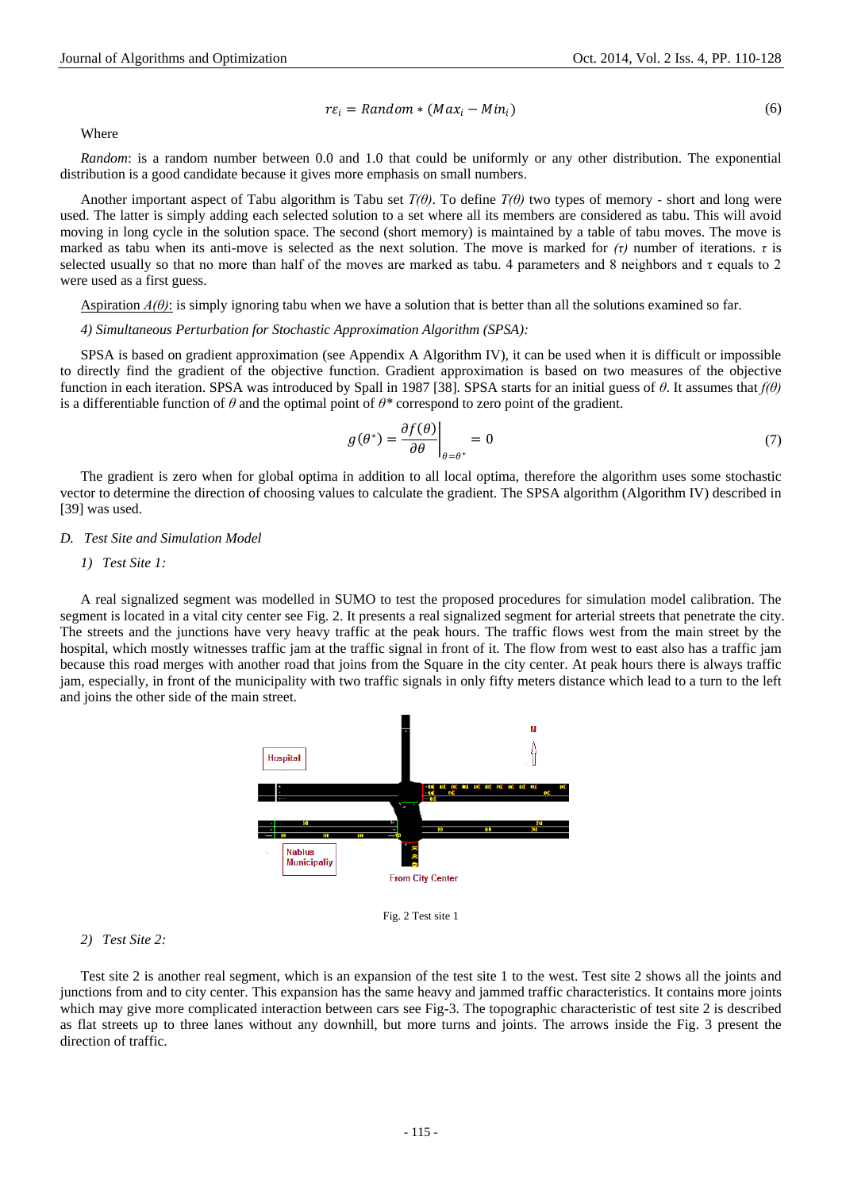$$r\varepsilon_i = Random * (Max_i - Min_i) \tag{6}$$

Where

*Random*: is a random number between 0.0 and 1.0 that could be uniformly or any other distribution. The exponential distribution is a good candidate because it gives more emphasis on small numbers.

Another important aspect of Tabu algorithm is Tabu set $T(\theta)$. To define $T(\theta)$ two types of memory - short and long were used. The latter is simply adding each selected solution to a set where all its members are considered as tabu. This will avoid moving in long cycle in the solution space. The second (short memory) is maintained by a table of tabu moves. The move is marked as tabu when its anti-move is selected as the next solution. The move is marked for $(\tau)$ number of iterations. $\tau$ is selected usually so that no more than half of the moves are marked as tabu. 4 parameters and 8 neighbors and $\tau$ equals to 2 were used as a first guess.

Aspiration $A(\theta)$: is simply ignoring tabu when we have a solution that is better than all the solutions examined so far.

*4) Simultaneous Perturbation for Stochastic Approximation Algorithm (SPSA):*

SPSA is based on gradient approximation (see Appendix A Algorithm IV), it can be used when it is difficult or impossible to directly find the gradient of the objective function. Gradient approximation is based on two measures of the objective function in each iteration. SPSA was introduced by Spall in 1987 [38]. SPSA starts for an initial guess of $\theta$. It assumes that $f(\theta)$ is a differentiable function of $\theta$ and the optimal point of $\theta^*$ correspond to zero point of the gradient.

$$g(\theta^*) = \left.\frac{\partial f(\theta)}{\partial \theta}\right|_{\theta=\theta^*} = 0 \tag{7}$$

The gradient is zero when for global optima in addition to all local optima, therefore the algorithm uses some stochastic vector to determine the direction of choosing values to calculate the gradient. The SPSA algorithm (Algorithm IV) described in [39] was used.

### D. Test Site and Simulation Model

*1) Test Site 1:*

A real signalized segment was modelled in SUMO to test the proposed procedures for simulation model calibration. The segment is located in a vital city center see Fig. 2. It presents a real signalized segment for arterial streets that penetrate the city. The streets and the junctions have very heavy traffic at the peak hours. The traffic flows west from the main street by the hospital, which mostly witnesses traffic jam at the traffic signal in front of it. The flow from west to east also has a traffic jam because this road merges with another road that joins from the Square in the city center. At peak hours there is always traffic jam, especially, in front of the municipality with two traffic signals in only fifty meters distance which lead to a turn to the left and joins the other side of the main street.

Fig. 2 Test site 1

*2) Test Site 2:*

Test site 2 is another real segment, which is an expansion of the test site 1 to the west. Test site 2 shows all the joints and junctions from and to city center. This expansion has the same heavy and jammed traffic characteristics. It contains more joints which may give more complicated interaction between cars see Fig-3. The topographic characteristic of test site 2 is described as flat streets up to three lanes without any downhill, but more turns and joints. The arrows inside the Fig. 3 present the direction of traffic.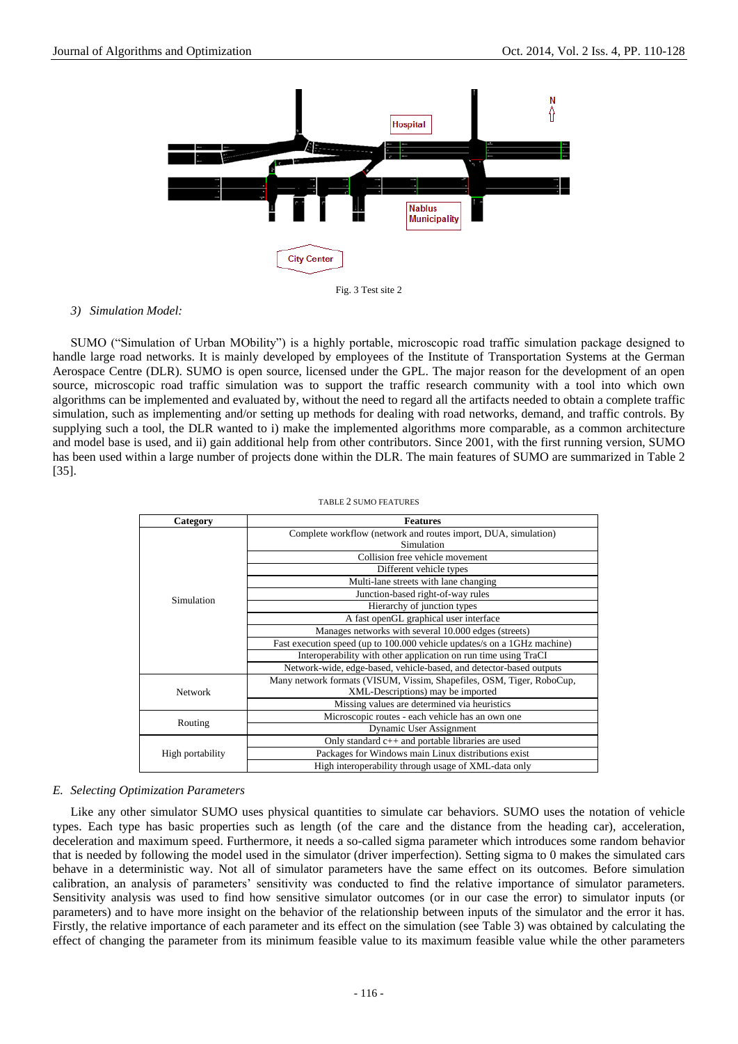Fig. 3 Test site 2

*3) Simulation Model:*

SUMO ("Simulation of Urban MObility") is a highly portable, microscopic road traffic simulation package designed to handle large road networks. It is mainly developed by employees of the Institute of Transportation Systems at the German Aerospace Centre (DLR). SUMO is open source, licensed under the GPL. The major reason for the development of an open source, microscopic road traffic simulation was to support the traffic research community with a tool into which own algorithms can be implemented and evaluated by, without the need to regard all the artifacts needed to obtain a complete traffic simulation, such as implementing and/or setting up methods for dealing with road networks, demand, and traffic controls. By supplying such a tool, the DLR wanted to i) make the implemented algorithms more comparable, as a common architecture and model base is used, and ii) gain additional help from other contributors. Since 2001, with the first running version, SUMO has been used within a large number of projects done within the DLR. The main features of SUMO are summarized in Table 2 [35].

TABLE 2 SUMO FEATURES

| Category | Features |
|---|---|
| Simulation | Complete workflow (network and routes import, DUA, simulation) Simulation |
| | Collision free vehicle movement |
| | Different vehicle types |
| | Multi-lane streets with lane changing |
| | Junction-based right-of-way rules |
| | Hierarchy of junction types |
| | A fast openGL graphical user interface |
| | Manages networks with several 10.000 edges (streets) |
| | Fast execution speed (up to 100.000 vehicle updates/s on a 1GHz machine) |
| | Interoperability with other application on run time using TraCI |
| | Network-wide, edge-based, vehicle-based, and detector-based outputs |
| Network | Many network formats (VISUM, Vissim, Shapefiles, OSM, Tiger, RoboCup, XML-Descriptions) may be imported |
| | Missing values are determined via heuristics |
| Routing | Microscopic routes - each vehicle has an own one |
| | Dynamic User Assignment |
| High portability | Only standard c++ and portable libraries are used |
| | Packages for Windows main Linux distributions exist |
| | High interoperability through usage of XML-data only |

## *E. Selecting Optimization Parameters*

Like any other simulator SUMO uses physical quantities to simulate car behaviors. SUMO uses the notation of vehicle types. Each type has basic properties such as length (of the care and the distance from the heading car), acceleration, deceleration and maximum speed. Furthermore, it needs a so-called sigma parameter which introduces some random behavior that is needed by following the model used in the simulator (driver imperfection). Setting sigma to 0 makes the simulated cars behave in a deterministic way. Not all of simulator parameters have the same effect on its outcomes. Before simulation calibration, an analysis of parameters' sensitivity was conducted to find the relative importance of simulator parameters. Sensitivity analysis was used to find how sensitive simulator outcomes (or in our case the error) to simulator inputs (or parameters) and to have more insight on the behavior of the relationship between inputs of the simulator and the error it has. Firstly, the relative importance of each parameter and its effect on the simulation (see Table 3) was obtained by calculating the effect of changing the parameter from its minimum feasible value to its maximum feasible value while the other parameters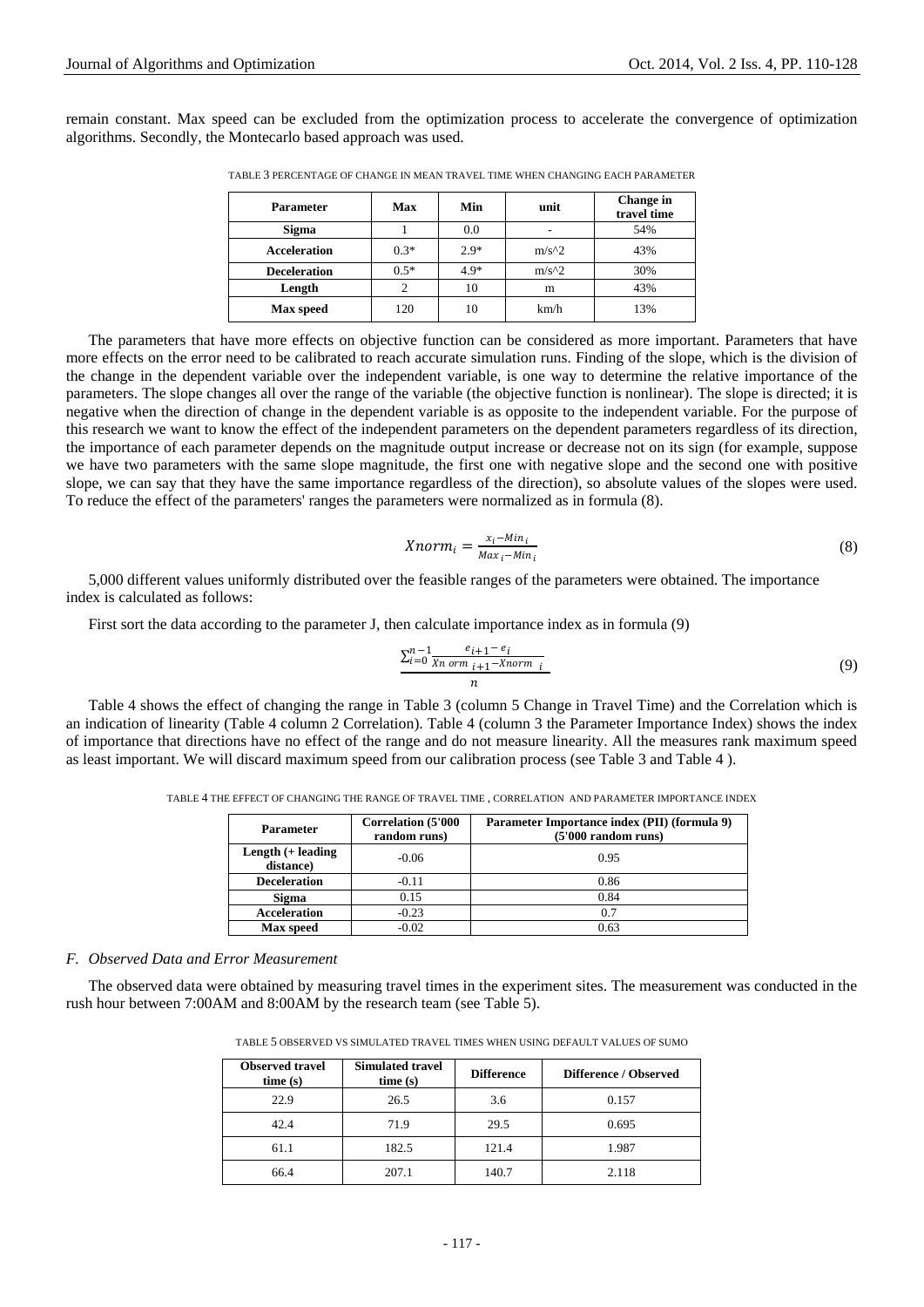remain constant. Max speed can be excluded from the optimization process to accelerate the convergence of optimization algorithms. Secondly, the Montecarlo based approach was used.

TABLE 3 PERCENTAGE OF CHANGE IN MEAN TRAVEL TIME WHEN CHANGING EACH PARAMETER

| Parameter | Max | Min | unit | Change in travel time |
|---|---|---|---|---|
| Sigma | 1 | 0.0 | - | 54% |
| Acceleration | 0.3* | 2.9* | m/s^2 | 43% |
| Deceleration | 0.5* | 4.9* | m/s^2 | 30% |
| Length | 2 | 10 | m | 43% |
| Max speed | 120 | 10 | km/h | 13% |

The parameters that have more effects on objective function can be considered as more important. Parameters that have more effects on the error need to be calibrated to reach accurate simulation runs. Finding of the slope, which is the division of the change in the dependent variable over the independent variable, is one way to determine the relative importance of the parameters. The slope changes all over the range of the variable (the objective function is nonlinear). The slope is directed; it is negative when the direction of change in the dependent variable is as opposite to the independent variable. For the purpose of this research we want to know the effect of the independent parameters on the dependent parameters regardless of its direction, the importance of each parameter depends on the magnitude output increase or decrease not on its sign (for example, suppose we have two parameters with the same slope magnitude, the first one with negative slope and the second one with positive slope, we can say that they have the same importance regardless of the direction), so absolute values of the slopes were used. To reduce the effect of the parameters' ranges the parameters were normalized as in formula (8).

$$Xnorm_i = \frac{x_i - Min_i}{Max_i - Min_i} \tag{8}$$

5,000 different values uniformly distributed over the feasible ranges of the parameters were obtained. The importance index is calculated as follows:

First sort the data according to the parameter J, then calculate importance index as in formula (9)

$$\frac{\sum_{i=0}^{n-1} \frac{e_{i+1} - e_i}{Xnorm_{i+1} - Xnorm_i}}{n} \tag{9}$$

Table 4 shows the effect of changing the range in Table 3 (column 5 Change in Travel Time) and the Correlation which is an indication of linearity (Table 4 column 2 Correlation). Table 4 (column 3 the Parameter Importance Index) shows the index of importance that directions have no effect of the range and do not measure linearity. All the measures rank maximum speed as least important. We will discard maximum speed from our calibration process (see Table 3 and Table 4 ).

TABLE 4 THE EFFECT OF CHANGING THE RANGE OF TRAVEL TIME , CORRELATION AND PARAMETER IMPORTANCE INDEX

| Parameter | Correlation (5'000 random runs) | Parameter Importance index (PII) (formula 9) (5'000 random runs) |
|---|---|---|
| Length (+ leading distance) | -0.06 | 0.95 |
| Deceleration | -0.11 | 0.86 |
| Sigma | 0.15 | 0.84 |
| Acceleration | -0.23 | 0.7 |
| Max speed | -0.02 | 0.63 |

### *F. Observed Data and Error Measurement*

The observed data were obtained by measuring travel times in the experiment sites. The measurement was conducted in the rush hour between 7:00AM and 8:00AM by the research team (see Table 5).

TABLE 5 OBSERVED VS SIMULATED TRAVEL TIMES WHEN USING DEFAULT VALUES OF SUMO

| Observed travel time (s) | Simulated travel time (s) | Difference | Difference / Observed |
|---|---|---|---|
| 22.9 | 26.5 | 3.6 | 0.157 |
| 42.4 | 71.9 | 29.5 | 0.695 |
| 61.1 | 182.5 | 121.4 | 1.987 |
| 66.4 | 207.1 | 140.7 | 2.118 |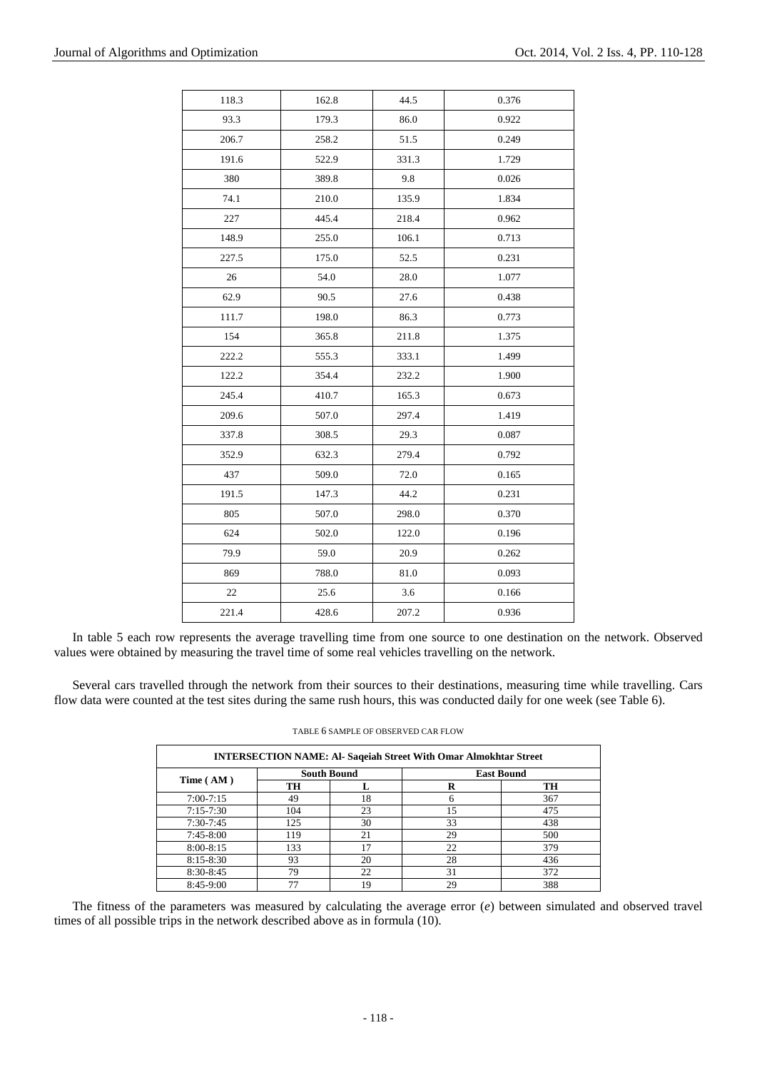| | | | |
|---|---|---|---|
| 118.3 | 162.8 | 44.5 | 0.376 |
| 93.3 | 179.3 | 86.0 | 0.922 |
| 206.7 | 258.2 | 51.5 | 0.249 |
| 191.6 | 522.9 | 331.3 | 1.729 |
| 380 | 389.8 | 9.8 | 0.026 |
| 74.1 | 210.0 | 135.9 | 1.834 |
| 227 | 445.4 | 218.4 | 0.962 |
| 148.9 | 255.0 | 106.1 | 0.713 |
| 227.5 | 175.0 | 52.5 | 0.231 |
| 26 | 54.0 | 28.0 | 1.077 |
| 62.9 | 90.5 | 27.6 | 0.438 |
| 111.7 | 198.0 | 86.3 | 0.773 |
| 154 | 365.8 | 211.8 | 1.375 |
| 222.2 | 555.3 | 333.1 | 1.499 |
| 122.2 | 354.4 | 232.2 | 1.900 |
| 245.4 | 410.7 | 165.3 | 0.673 |
| 209.6 | 507.0 | 297.4 | 1.419 |
| 337.8 | 308.5 | 29.3 | 0.087 |
| 352.9 | 632.3 | 279.4 | 0.792 |
| 437 | 509.0 | 72.0 | 0.165 |
| 191.5 | 147.3 | 44.2 | 0.231 |
| 805 | 507.0 | 298.0 | 0.370 |
| 624 | 502.0 | 122.0 | 0.196 |
| 79.9 | 59.0 | 20.9 | 0.262 |
| 869 | 788.0 | 81.0 | 0.093 |
| 22 | 25.6 | 3.6 | 0.166 |
| 221.4 | 428.6 | 207.2 | 0.936 |

In table 5 each row represents the average travelling time from one source to one destination on the network. Observed values were obtained by measuring the travel time of some real vehicles travelling on the network.

Several cars travelled through the network from their sources to their destinations, measuring time while travelling. Cars flow data were counted at the test sites during the same rush hours, this was conducted daily for one week (see Table 6).

TABLE 6 SAMPLE OF OBSERVED CAR FLOW

| **INTERSECTION NAME: Al- Saqeiah Street With Omar Almokhtar Street** | | | | |
|---|---|---|---|---|
| **Time ( AM )** | **South Bound** | | **East Bound** | |
| | **TH** | **L** | **R** | **TH** |
| 7:00-7:15 | 49 | 18 | 6 | 367 |
| 7:15-7:30 | 104 | 23 | 15 | 475 |
| 7:30-7:45 | 125 | 30 | 33 | 438 |
| 7:45-8:00 | 119 | 21 | 29 | 500 |
| 8:00-8:15 | 133 | 17 | 22 | 379 |
| 8:15-8:30 | 93 | 20 | 28 | 436 |
| 8:30-8:45 | 79 | 22 | 31 | 372 |
| 8:45-9:00 | 77 | 19 | 29 | 388 |

The fitness of the parameters was measured by calculating the average error ($e$) between simulated and observed travel times of all possible trips in the network described above as in formula (10).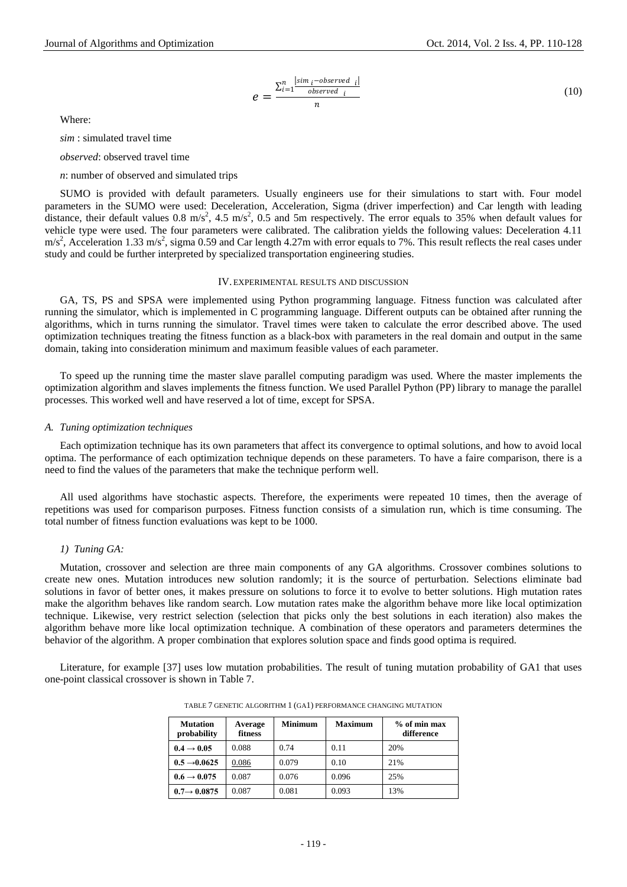$$e = \frac{\sum_{i=1}^{n} \frac{|sim_i - observed_i|}{observed_i}}{n} \tag{10}$$

Where:

*sim* : simulated travel time

*observed*: observed travel time

*n*: number of observed and simulated trips

SUMO is provided with default parameters. Usually engineers use for their simulations to start with. Four model parameters in the SUMO were used: Deceleration, Acceleration, Sigma (driver imperfection) and Car length with leading distance, their default values 0.8 $m/s^2$, 4.5 $m/s^2$, 0.5 and 5m respectively. The error equals to 35% when default values for vehicle type were used. The four parameters were calibrated. The calibration yields the following values: Deceleration 4.11 $m/s^2$, Acceleration 1.33 $m/s^2$, sigma 0.59 and Car length 4.27m with error equals to 7%. This result reflects the real cases under study and could be further interpreted by specialized transportation engineering studies.

## IV. EXPERIMENTAL RESULTS AND DISCUSSION

GA, TS, PS and SPSA were implemented using Python programming language. Fitness function was calculated after running the simulator, which is implemented in C programming language. Different outputs can be obtained after running the algorithms, which in turns running the simulator. Travel times were taken to calculate the error described above. The used optimization techniques treating the fitness function as a black-box with parameters in the real domain and output in the same domain, taking into consideration minimum and maximum feasible values of each parameter.

To speed up the running time the master slave parallel computing paradigm was used. Where the master implements the optimization algorithm and slaves implements the fitness function. We used Parallel Python (PP) library to manage the parallel processes. This worked well and have reserved a lot of time, except for SPSA.

### *A. Tuning optimization techniques*

Each optimization technique has its own parameters that affect its convergence to optimal solutions, and how to avoid local optima. The performance of each optimization technique depends on these parameters. To have a faire comparison, there is a need to find the values of the parameters that make the technique perform well.

All used algorithms have stochastic aspects. Therefore, the experiments were repeated 10 times, then the average of repetitions was used for comparison purposes. Fitness function consists of a simulation run, which is time consuming. The total number of fitness function evaluations was kept to be 1000.

#### *1) Tuning GA:*

Mutation, crossover and selection are three main components of any GA algorithms. Crossover combines solutions to create new ones. Mutation introduces new solution randomly; it is the source of perturbation. Selections eliminate bad solutions in favor of better ones, it makes pressure on solutions to force it to evolve to better solutions. High mutation rates make the algorithm behaves like random search. Low mutation rates make the algorithm behave more like local optimization technique. Likewise, very restrict selection (selection that picks only the best solutions in each iteration) also makes the algorithm behave more like local optimization technique. A combination of these operators and parameters determines the behavior of the algorithm. A proper combination that explores solution space and finds good optima is required.

Literature, for example [37] uses low mutation probabilities. The result of tuning mutation probability of GA1 that uses one-point classical crossover is shown in Table 7.

TABLE 7 GENETIC ALGORITHM 1 (GA1) PERFORMANCE CHANGING MUTATION

| Mutation probability | Average fitness | Minimum | Maximum | % of min max difference |
|---|---|---|---|---|
| **0.4 → 0.05** | 0.088 | 0.74 | 0.11 | 20% |
| **0.5 →0.0625** | <u>0.086</u> | 0.079 | 0.10 | 21% |
| **0.6 → 0.075** | 0.087 | 0.076 | 0.096 | 25% |
| **0.7→ 0.0875** | 0.087 | 0.081 | 0.093 | 13% |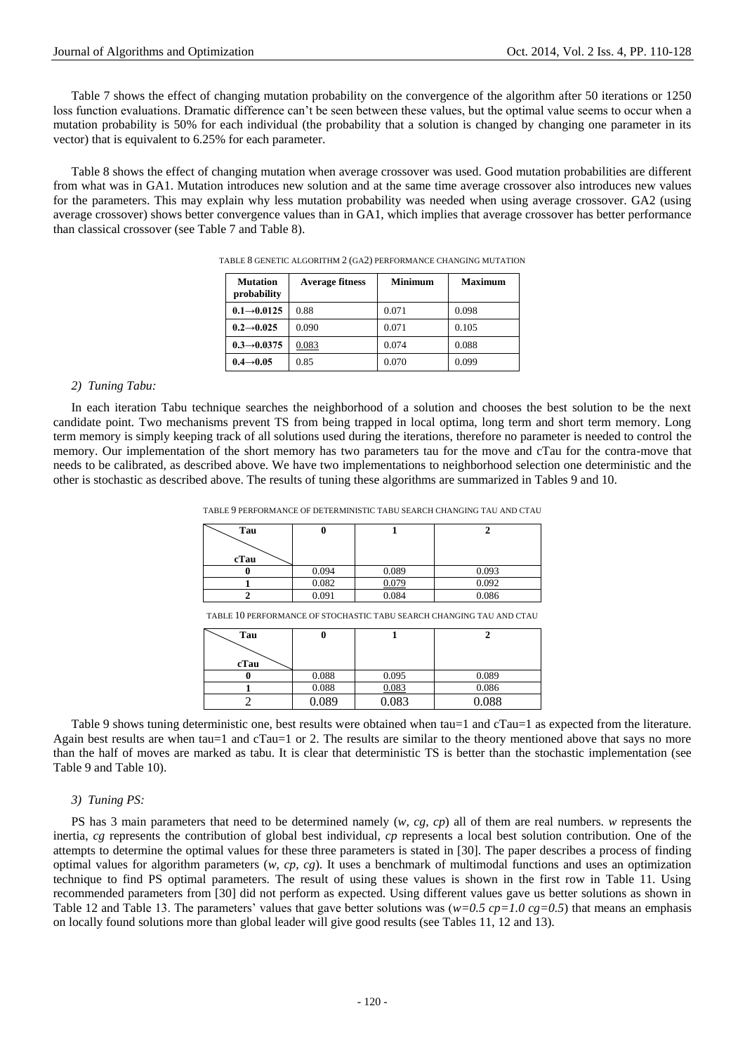Table 7 shows the effect of changing mutation probability on the convergence of the algorithm after 50 iterations or 1250 loss function evaluations. Dramatic difference can't be seen between these values, but the optimal value seems to occur when a mutation probability is 50% for each individual (the probability that a solution is changed by changing one parameter in its vector) that is equivalent to 6.25% for each parameter.

Table 8 shows the effect of changing mutation when average crossover was used. Good mutation probabilities are different from what was in GA1. Mutation introduces new solution and at the same time average crossover also introduces new values for the parameters. This may explain why less mutation probability was needed when using average crossover. GA2 (using average crossover) shows better convergence values than in GA1, which implies that average crossover has better performance than classical crossover (see Table 7 and Table 8).

TABLE 8 GENETIC ALGORITHM 2 (GA2) PERFORMANCE CHANGING MUTATION

| Mutation probability | Average fitness | Minimum | Maximum |
|---|---|---|---|
| **0.1→0.0125** | 0.88 | 0.071 | 0.098 |
| **0.2→0.025** | 0.090 | 0.071 | 0.105 |
| **0.3→0.0375** | <u>0.083</u> | 0.074 | 0.088 |
| **0.4→0.05** | 0.85 | 0.070 | 0.099 |

*2) Tuning Tabu:*

In each iteration Tabu technique searches the neighborhood of a solution and chooses the best solution to be the next candidate point. Two mechanisms prevent TS from being trapped in local optima, long term and short term memory. Long term memory is simply keeping track of all solutions used during the iterations, therefore no parameter is needed to control the memory. Our implementation of the short memory has two parameters tau for the move and cTau for the contra-move that needs to be calibrated, as described above. We have two implementations to neighborhood selection one deterministic and the other is stochastic as described above. The results of tuning these algorithms are summarized in Tables 9 and 10.

TABLE 9 PERFORMANCE OF DETERMINISTIC TABU SEARCH CHANGING TAU AND CTAU

| cTau \ Tau | 0 | 1 | 2 |
|---|---|---|---|
| **0** | 0.094 | 0.089 | 0.093 |
| **1** | 0.082 | <u>0.079</u> | 0.092 |
| **2** | 0.091 | 0.084 | 0.086 |

TABLE 10 PERFORMANCE OF STOCHASTIC TABU SEARCH CHANGING TAU AND CTAU

| cTau \ Tau | 0 | 1 | 2 |
|---|---|---|---|
| **0** | 0.088 | 0.095 | 0.089 |
| **1** | 0.088 | <u>0.083</u> | 0.086 |
| 2 | 0.089 | 0.083 | 0.088 |

Table 9 shows tuning deterministic one, best results were obtained when tau=1 and cTau=1 as expected from the literature. Again best results are when tau=1 and cTau=1 or 2. The results are similar to the theory mentioned above that says no more than the half of moves are marked as tabu. It is clear that deterministic TS is better than the stochastic implementation (see Table 9 and Table 10).

*3) Tuning PS:*

PS has 3 main parameters that need to be determined namely (*w, cg, cp*) all of them are real numbers. *w* represents the inertia, *cg* represents the contribution of global best individual, *cp* represents a local best solution contribution. One of the attempts to determine the optimal values for these three parameters is stated in [30]. The paper describes a process of finding optimal values for algorithm parameters (*w, cp, cg*). It uses a benchmark of multimodal functions and uses an optimization technique to find PS optimal parameters. The result of using these values is shown in the first row in Table 11. Using recommended parameters from [30] did not perform as expected. Using different values gave us better solutions as shown in Table 12 and Table 13. The parameters' values that gave better solutions was ($w=0.5$ $cp=1.0$ $cg=0.5$) that means an emphasis on locally found solutions more than global leader will give good results (see Tables 11, 12 and 13).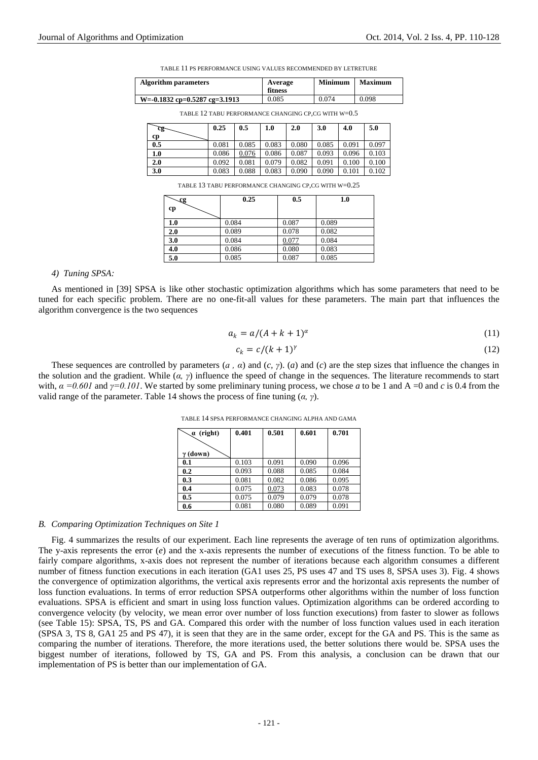TABLE 11 PS PERFORMANCE USING VALUES RECOMMENDED BY LETRETURE

| Algorithm parameters | Average fitness | Minimum | Maximum |
|---|---|---|---|
| W=-0.1832 cp=0.5287 cg=3.1913 | 0.085 | 0.074 | 0.098 |

TABLE 12 TABU PERFORMANCE CHANGING CP,CG WITH W=0.5

| cg / cp | 0.25 | 0.5 | 1.0 | 2.0 | 3.0 | 4.0 | 5.0 |
|---|---|---|---|---|---|---|---|
| 0.5 | 0.081 | 0.085 | 0.083 | 0.080 | 0.085 | 0.091 | 0.097 |
| 1.0 | 0.086 | 0.076 | 0.086 | 0.087 | 0.093 | 0.096 | 0.103 |
| 2.0 | 0.092 | 0.081 | 0.079 | 0.082 | 0.091 | 0.100 | 0.100 |
| 3.0 | 0.083 | 0.088 | 0.083 | 0.090 | 0.090 | 0.101 | 0.102 |

TABLE 13 TABU PERFORMANCE CHANGING CP,CG WITH W=0.25

| cg / cp | 0.25 | 0.5 | 1.0 |
|---|---|---|---|
| 1.0 | 0.084 | 0.087 | 0.089 |
| 2.0 | 0.089 | 0.078 | 0.082 |
| 3.0 | 0.084 | 0.077 | 0.084 |
| 4.0 | 0.086 | 0.080 | 0.083 |
| 5.0 | 0.085 | 0.087 | 0.085 |

*4) Tuning SPSA:*

As mentioned in [39] SPSA is like other stochastic optimization algorithms which has some parameters that need to be tuned for each specific problem. There are no one-fit-all values for these parameters. The main part that influences the algorithm convergence is the two sequences

$$a_k = a/(A + k + 1)^{\alpha} \tag{11}$$

$$c_k = c/(k + 1)^{\gamma} \tag{12}$$

These sequences are controlled by parameters ($a$ , $\alpha$) and ($c$, $\gamma$). ($a$) and ($c$) are the step sizes that influence the changes in the solution and the gradient. While ($\alpha$, $\gamma$) influence the speed of change in the sequences. The literature recommends to start with, $\alpha = 0.601$ and $\gamma = 0.101$. We started by some preliminary tuning process, we chose $a$ to be 1 and A =0 and $c$ is 0.4 from the valid range of the parameter. Table 14 shows the process of fine tuning ($\alpha$, $\gamma$).

TABLE 14 SPSA PERFORMANCE CHANGING ALPHA AND GAMA

| α (right) / γ (down) | 0.401 | 0.501 | 0.601 | 0.701 |
|---|---|---|---|---|
| 0.1 | 0.103 | 0.091 | 0.090 | 0.096 |
| 0.2 | 0.093 | 0.088 | 0.085 | 0.084 |
| 0.3 | 0.081 | 0.082 | 0.086 | 0.095 |
| 0.4 | 0.075 | 0.073 | 0.083 | 0.078 |
| 0.5 | 0.075 | 0.079 | 0.079 | 0.078 |
| 0.6 | 0.081 | 0.080 | 0.089 | 0.091 |

## *B. Comparing Optimization Techniques on Site 1*

Fig. 4 summarizes the results of our experiment. Each line represents the average of ten runs of optimization algorithms. The y-axis represents the error ($e$) and the x-axis represents the number of executions of the fitness function. To be able to fairly compare algorithms, x-axis does not represent the number of iterations because each algorithm consumes a different number of fitness function executions in each iteration (GA1 uses 25, PS uses 47 and TS uses 8, SPSA uses 3). Fig. 4 shows the convergence of optimization algorithms, the vertical axis represents error and the horizontal axis represents the number of loss function evaluations. In terms of error reduction SPSA outperforms other algorithms within the number of loss function evaluations. SPSA is efficient and smart in using loss function values. Optimization algorithms can be ordered according to convergence velocity (by velocity, we mean error over number of loss function executions) from faster to slower as follows (see Table 15): SPSA, TS, PS and GA. Compared this order with the number of loss function values used in each iteration (SPSA 3, TS 8, GA1 25 and PS 47), it is seen that they are in the same order, except for the GA and PS. This is the same as comparing the number of iterations. Therefore, the more iterations used, the better solutions there would be. SPSA uses the biggest number of iterations, followed by TS, GA and PS. From this analysis, a conclusion can be drawn that our implementation of PS is better than our implementation of GA.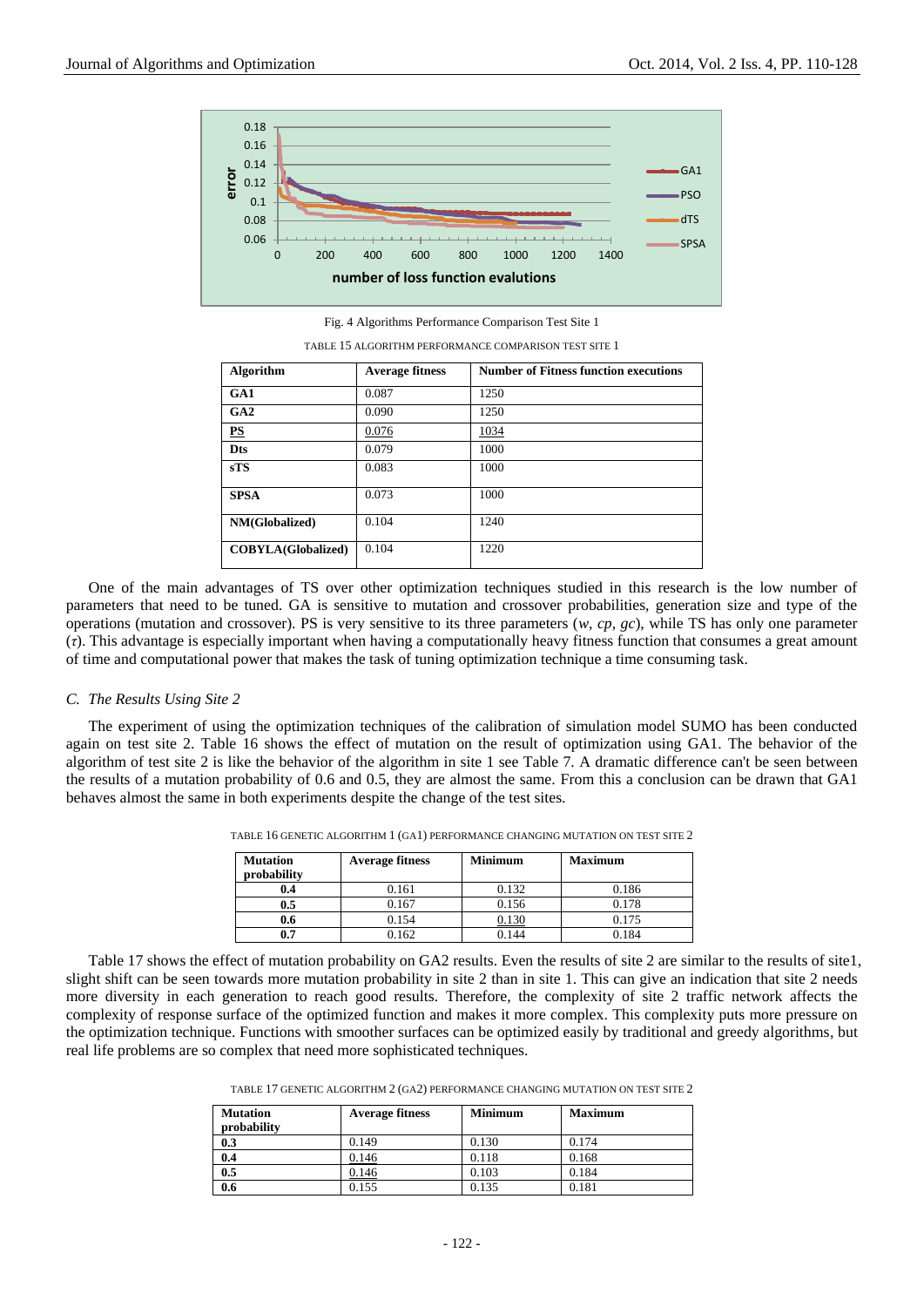Fig. 4 Algorithms Performance Comparison Test Site 1

TABLE 15 ALGORITHM PERFORMANCE COMPARISON TEST SITE 1

| Algorithm | Average fitness | Number of Fitness function executions |
|---|---|---|
| **GA1** | 0.087 | 1250 |
| **GA2** | 0.090 | 1250 |
| **PS** | 0.076 | 1034 |
| **Dts** | 0.079 | 1000 |
| **sTS** | 0.083 | 1000 |
| **SPSA** | 0.073 | 1000 |
| **NM(Globalized)** | 0.104 | 1240 |
| **COBYLA(Globalized)** | 0.104 | 1220 |

One of the main advantages of TS over other optimization techniques studied in this research is the low number of parameters that need to be tuned. GA is sensitive to mutation and crossover probabilities, generation size and type of the operations (mutation and crossover). PS is very sensitive to its three parameters (*w*, *cp*, *gc*), while TS has only one parameter ($\tau$). This advantage is especially important when having a computationally heavy fitness function that consumes a great amount of time and computational power that makes the task of tuning optimization technique a time consuming task.

### *C. The Results Using Site 2*

The experiment of using the optimization techniques of the calibration of simulation model SUMO has been conducted again on test site 2. Table 16 shows the effect of mutation on the result of optimization using GA1. The behavior of the algorithm of test site 2 is like the behavior of the algorithm in site 1 see Table 7. A dramatic difference can't be seen between the results of a mutation probability of 0.6 and 0.5, they are almost the same. From this a conclusion can be drawn that GA1 behaves almost the same in both experiments despite the change of the test sites.

TABLE 16 GENETIC ALGORITHM 1 (GA1) PERFORMANCE CHANGING MUTATION ON TEST SITE 2

| Mutation probability | Average fitness | Minimum | Maximum |
|---|---|---|---|
| **0.4** | 0.161 | 0.132 | 0.186 |
| **0.5** | 0.167 | 0.156 | 0.178 |
| **0.6** | 0.154 | 0.130 | 0.175 |
| **0.7** | 0.162 | 0.144 | 0.184 |

Table 17 shows the effect of mutation probability on GA2 results. Even the results of site 2 are similar to the results of site1, slight shift can be seen towards more mutation probability in site 2 than in site 1. This can give an indication that site 2 needs more diversity in each generation to reach good results. Therefore, the complexity of site 2 traffic network affects the complexity of response surface of the optimized function and makes it more complex. This complexity puts more pressure on the optimization technique. Functions with smoother surfaces can be optimized easily by traditional and greedy algorithms, but real life problems are so complex that need more sophisticated techniques.

TABLE 17 GENETIC ALGORITHM 2 (GA2) PERFORMANCE CHANGING MUTATION ON TEST SITE 2

| Mutation probability | Average fitness | Minimum | Maximum |
|---|---|---|---|
| **0.3** | 0.149 | 0.130 | 0.174 |
| **0.4** | 0.146 | 0.118 | 0.168 |
| **0.5** | 0.146 | 0.103 | 0.184 |
| **0.6** | 0.155 | 0.135 | 0.181 |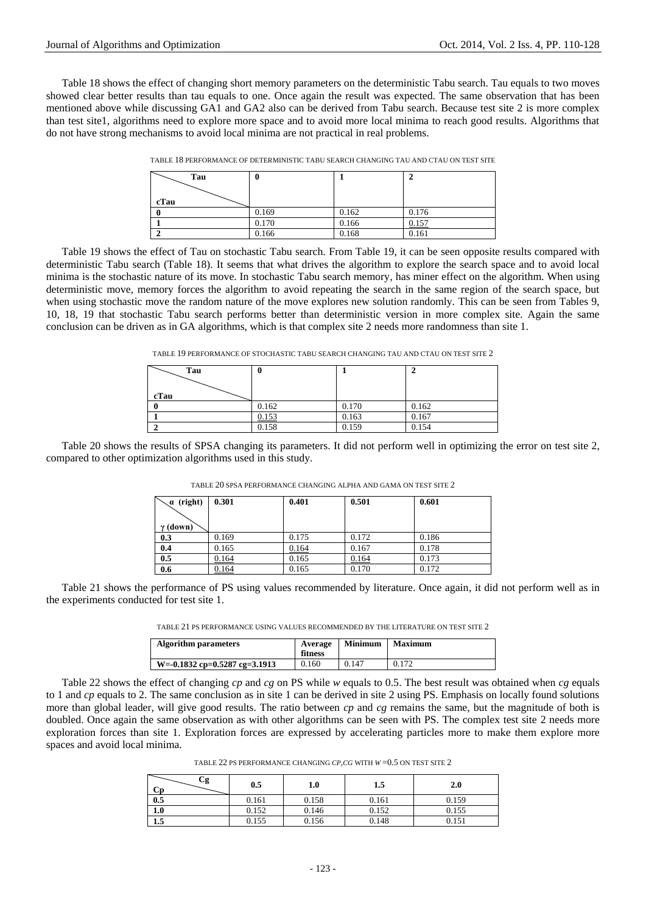Table 18 shows the effect of changing short memory parameters on the deterministic Tabu search. Tau equals to two moves showed clear better results than tau equals to one. Once again the result was expected. The same observation that has been mentioned above while discussing GA1 and GA2 also can be derived from Tabu search. Because test site 2 is more complex than test site1, algorithms need to explore more space and to avoid more local minima to reach good results. Algorithms that do not have strong mechanisms to avoid local minima are not practical in real problems.

TABLE 18 PERFORMANCE OF DETERMINISTIC TABU SEARCH CHANGING TAU AND CTAU ON TEST SITE

| Tau / cTau | 0 | 1 | 2 |
|---|---|---|---|
| 0 | 0.169 | 0.162 | 0.176 |
| 1 | 0.170 | 0.166 | <u>0.157</u> |
| 2 | 0.166 | 0.168 | 0.161 |

Table 19 shows the effect of Tau on stochastic Tabu search. From Table 19, it can be seen opposite results compared with deterministic Tabu search (Table 18). It seems that what drives the algorithm to explore the search space and to avoid local minima is the stochastic nature of its move. In stochastic Tabu search memory, has miner effect on the algorithm. When using deterministic move, memory forces the algorithm to avoid repeating the search in the same region of the search space, but when using stochastic move the random nature of the move explores new solution randomly. This can be seen from Tables 9, 10, 18, 19 that stochastic Tabu search performs better than deterministic version in more complex site. Again the same conclusion can be driven as in GA algorithms, which is that complex site 2 needs more randomness than site 1.

TABLE 19 PERFORMANCE OF STOCHASTIC TABU SEARCH CHANGING TAU AND CTAU ON TEST SITE 2

| Tau / cTau | 0 | 1 | 2 |
|---|---|---|---|
| 0 | 0.162 | 0.170 | 0.162 |
| 1 | <u>0.153</u> | 0.163 | 0.167 |
| 2 | 0.158 | 0.159 | 0.154 |

Table 20 shows the results of SPSA changing its parameters. It did not perform well in optimizing the error on test site 2, compared to other optimization algorithms used in this study.

TABLE 20 SPSA PERFORMANCE CHANGING ALPHA AND GAMA ON TEST SITE 2

| α (right) / γ (down) | 0.301 | 0.401 | 0.501 | 0.601 |
|---|---|---|---|---|
| 0.3 | 0.169 | 0.175 | 0.172 | 0.186 |
| 0.4 | 0.165 | <u>0.164</u> | 0.167 | 0.178 |
| 0.5 | <u>0.164</u> | 0.165 | <u>0.164</u> | 0.173 |
| 0.6 | <u>0.164</u> | 0.165 | 0.170 | 0.172 |

Table 21 shows the performance of PS using values recommended by literature. Once again, it did not perform well as in the experiments conducted for test site 1.

TABLE 21 PS PERFORMANCE USING VALUES RECOMMENDED BY THE LITERATURE ON TEST SITE 2

| Algorithm parameters | Average fitness | Minimum | Maximum |
|---|---|---|---|
| W=-0.1832 cp=0.5287 cg=3.1913 | 0.160 | 0.147 | 0.172 |

Table 22 shows the effect of changing *cp* and *cg* on PS while *w* equals to 0.5. The best result was obtained when *cg* equals to 1 and *cp* equals to 2. The same conclusion as in site 1 can be derived in site 2 using PS. Emphasis on locally found solutions more than global leader, will give good results. The ratio between *cp* and *cg* remains the same, but the magnitude of both is doubled. Once again the same observation as with other algorithms can be seen with PS. The complex test site 2 needs more exploration forces than site 1. Exploration forces are expressed by accelerating particles more to make them explore more spaces and avoid local minima.

TABLE 22 PS PERFORMANCE CHANGING *CP*,*CG* WITH *W* =0.5 ON TEST SITE 2

| Cg / Cp | 0.5 | 1.0 | 1.5 | 2.0 |
|---|---|---|---|---|
| 0.5 | 0.161 | 0.158 | 0.161 | 0.159 |
| 1.0 | 0.152 | 0.146 | 0.152 | 0.155 |
| 1.5 | 0.155 | 0.156 | 0.148 | 0.151 |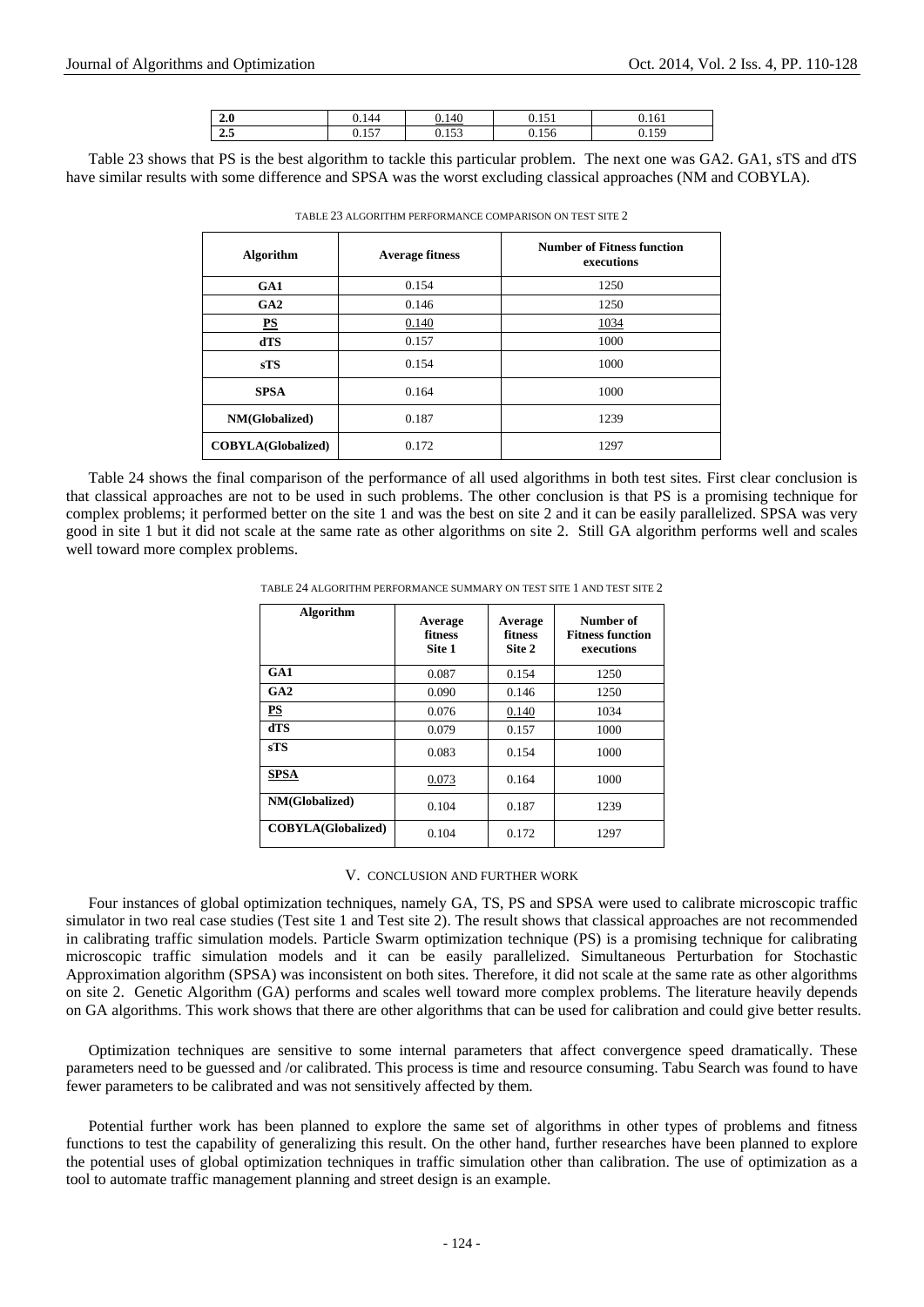| 2.0 | 0.144 | 0.140 | 0.151 | 0.161 |
|---|---|---|---|---|
| 2.5 | 0.157 | 0.153 | 0.156 | 0.159 |

Table 23 shows that PS is the best algorithm to tackle this particular problem. The next one was GA2. GA1, sTS and dTS have similar results with some difference and SPSA was the worst excluding classical approaches (NM and COBYLA).

TABLE 23 ALGORITHM PERFORMANCE COMPARISON ON TEST SITE 2

| Algorithm | Average fitness | Number of Fitness function executions |
|---|---|---|
| GA1 | 0.154 | 1250 |
| GA2 | 0.146 | 1250 |
| PS | 0.140 | 1034 |
| dTS | 0.157 | 1000 |
| sTS | 0.154 | 1000 |
| SPSA | 0.164 | 1000 |
| NM(Globalized) | 0.187 | 1239 |
| COBYLA(Globalized) | 0.172 | 1297 |

Table 24 shows the final comparison of the performance of all used algorithms in both test sites. First clear conclusion is that classical approaches are not to be used in such problems. The other conclusion is that PS is a promising technique for complex problems; it performed better on the site 1 and was the best on site 2 and it can be easily parallelized. SPSA was very good in site 1 but it did not scale at the same rate as other algorithms on site 2. Still GA algorithm performs well and scales well toward more complex problems.

TABLE 24 ALGORITHM PERFORMANCE SUMMARY ON TEST SITE 1 AND TEST SITE 2

| Algorithm | Average fitness Site 1 | Average fitness Site 2 | Number of Fitness function executions |
|---|---|---|---|
| GA1 | 0.087 | 0.154 | 1250 |
| GA2 | 0.090 | 0.146 | 1250 |
| PS | 0.076 | 0.140 | 1034 |
| dTS | 0.079 | 0.157 | 1000 |
| sTS | 0.083 | 0.154 | 1000 |
| SPSA | 0.073 | 0.164 | 1000 |
| NM(Globalized) | 0.104 | 0.187 | 1239 |
| COBYLA(Globalized) | 0.104 | 0.172 | 1297 |

## V. CONCLUSION AND FURTHER WORK

Four instances of global optimization techniques, namely GA, TS, PS and SPSA were used to calibrate microscopic traffic simulator in two real case studies (Test site 1 and Test site 2). The result shows that classical approaches are not recommended in calibrating traffic simulation models. Particle Swarm optimization technique (PS) is a promising technique for calibrating microscopic traffic simulation models and it can be easily parallelized. Simultaneous Perturbation for Stochastic Approximation algorithm (SPSA) was inconsistent on both sites. Therefore, it did not scale at the same rate as other algorithms on site 2. Genetic Algorithm (GA) performs and scales well toward more complex problems. The literature heavily depends on GA algorithms. This work shows that there are other algorithms that can be used for calibration and could give better results.

Optimization techniques are sensitive to some internal parameters that affect convergence speed dramatically. These parameters need to be guessed and /or calibrated. This process is time and resource consuming. Tabu Search was found to have fewer parameters to be calibrated and was not sensitively affected by them.

Potential further work has been planned to explore the same set of algorithms in other types of problems and fitness functions to test the capability of generalizing this result. On the other hand, further researches have been planned to explore the potential uses of global optimization techniques in traffic simulation other than calibration. The use of optimization as a tool to automate traffic management planning and street design is an example.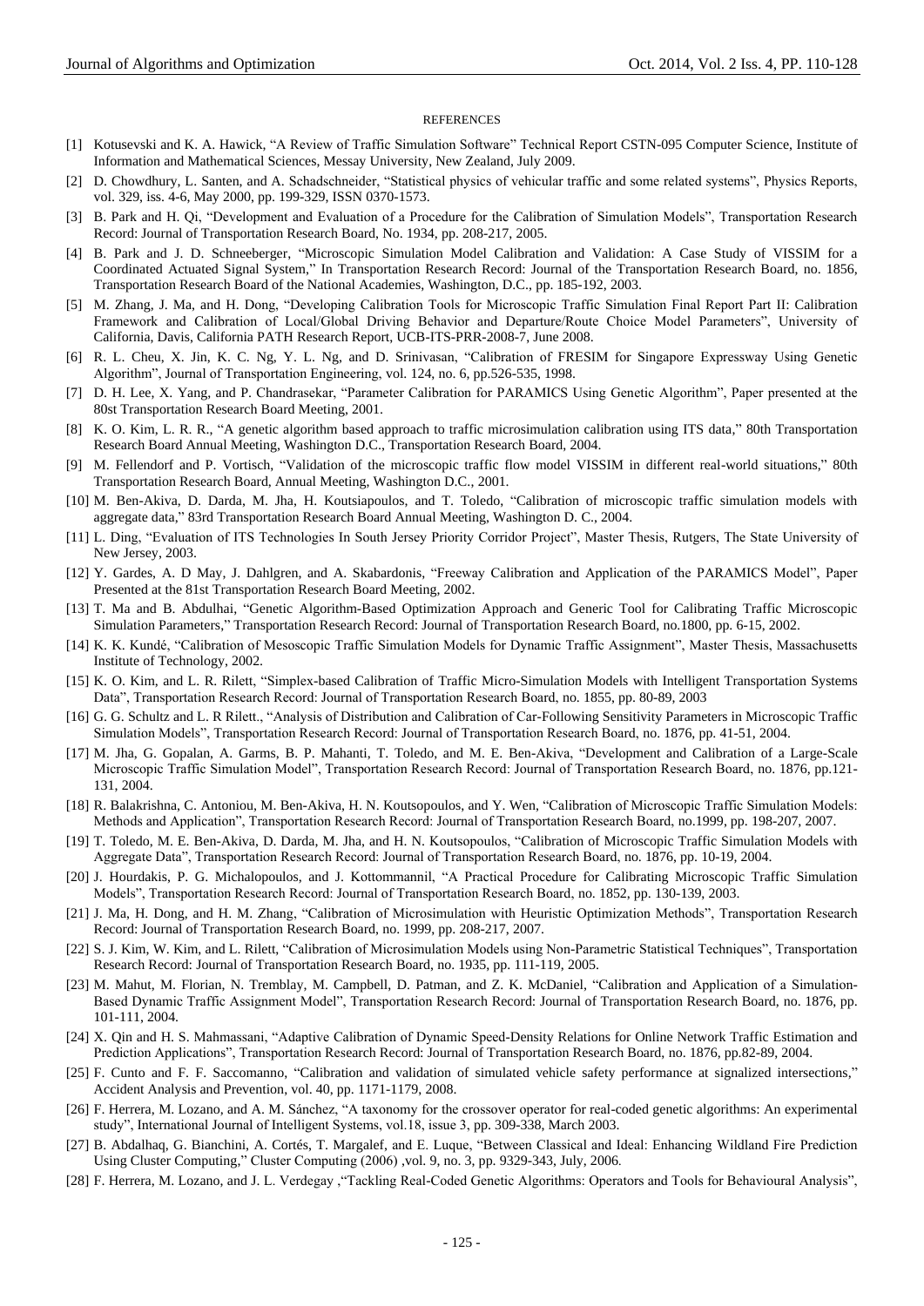REFERENCES

[1] Kotusevski and K. A. Hawick, "A Review of Traffic Simulation Software" Technical Report CSTN-095 Computer Science, Institute of Information and Mathematical Sciences, Messay University, New Zealand, July 2009.

[2] D. Chowdhury, L. Santen, and A. Schadschneider, "Statistical physics of vehicular traffic and some related systems", Physics Reports, vol. 329, iss. 4-6, May 2000, pp. 199-329, ISSN 0370-1573.

[3] B. Park and H. Qi, "Development and Evaluation of a Procedure for the Calibration of Simulation Models", Transportation Research Record: Journal of Transportation Research Board, No. 1934, pp. 208-217, 2005.

[4] B. Park and J. D. Schneeberger, "Microscopic Simulation Model Calibration and Validation: A Case Study of VISSIM for a Coordinated Actuated Signal System," In Transportation Research Record: Journal of the Transportation Research Board, no. 1856, Transportation Research Board of the National Academies, Washington, D.C., pp. 185-192, 2003.

[5] M. Zhang, J. Ma, and H. Dong, "Developing Calibration Tools for Microscopic Traffic Simulation Final Report Part II: Calibration Framework and Calibration of Local/Global Driving Behavior and Departure/Route Choice Model Parameters", University of California, Davis, California PATH Research Report, UCB-ITS-PRR-2008-7, June 2008.

[6] R. L. Cheu, X. Jin, K. C. Ng, Y. L. Ng, and D. Srinivasan, "Calibration of FRESIM for Singapore Expressway Using Genetic Algorithm", Journal of Transportation Engineering, vol. 124, no. 6, pp.526-535, 1998.

[7] D. H. Lee, X. Yang, and P. Chandrasekar, "Parameter Calibration for PARAMICS Using Genetic Algorithm", Paper presented at the 80st Transportation Research Board Meeting, 2001.

[8] K. O. Kim, L. R. R., "A genetic algorithm based approach to traffic microsimulation calibration using ITS data," 80th Transportation Research Board Annual Meeting, Washington D.C., Transportation Research Board, 2004.

[9] M. Fellendorf and P. Vortisch, "Validation of the microscopic traffic flow model VISSIM in different real-world situations," 80th Transportation Research Board, Annual Meeting, Washington D.C., 2001.

[10] M. Ben-Akiva, D. Darda, M. Jha, H. Koutsiapoulos, and T. Toledo, "Calibration of microscopic traffic simulation models with aggregate data," 83rd Transportation Research Board Annual Meeting, Washington D. C., 2004.

[11] L. Ding, "Evaluation of ITS Technologies In South Jersey Priority Corridor Project", Master Thesis, Rutgers, The State University of New Jersey, 2003.

[12] Y. Gardes, A. D May, J. Dahlgren, and A. Skabardonis, "Freeway Calibration and Application of the PARAMICS Model", Paper Presented at the 81st Transportation Research Board Meeting, 2002.

[13] T. Ma and B. Abdulhai, "Genetic Algorithm-Based Optimization Approach and Generic Tool for Calibrating Traffic Microscopic Simulation Parameters," Transportation Research Record: Journal of Transportation Research Board, no.1800, pp. 6-15, 2002.

[14] K. K. Kundé, "Calibration of Mesoscopic Traffic Simulation Models for Dynamic Traffic Assignment", Master Thesis, Massachusetts Institute of Technology, 2002.

[15] K. O. Kim, and L. R. Rilett, "Simplex-based Calibration of Traffic Micro-Simulation Models with Intelligent Transportation Systems Data", Transportation Research Record: Journal of Transportation Research Board, no. 1855, pp. 80-89, 2003

[16] G. G. Schultz and L. R Rilett., "Analysis of Distribution and Calibration of Car-Following Sensitivity Parameters in Microscopic Traffic Simulation Models", Transportation Research Record: Journal of Transportation Research Board, no. 1876, pp. 41-51, 2004.

[17] M. Jha, G. Gopalan, A. Garms, B. P. Mahanti, T. Toledo, and M. E. Ben-Akiva, "Development and Calibration of a Large-Scale Microscopic Traffic Simulation Model", Transportation Research Record: Journal of Transportation Research Board, no. 1876, pp.121-131, 2004.

[18] R. Balakrishna, C. Antoniou, M. Ben-Akiva, H. N. Koutsopoulos, and Y. Wen, "Calibration of Microscopic Traffic Simulation Models: Methods and Application", Transportation Research Record: Journal of Transportation Research Board, no.1999, pp. 198-207, 2007.

[19] T. Toledo, M. E. Ben-Akiva, D. Darda, M. Jha, and H. N. Koutsopoulos, "Calibration of Microscopic Traffic Simulation Models with Aggregate Data", Transportation Research Record: Journal of Transportation Research Board, no. 1876, pp. 10-19, 2004.

[20] J. Hourdakis, P. G. Michalopoulos, and J. Kottommannil, "A Practical Procedure for Calibrating Microscopic Traffic Simulation Models", Transportation Research Record: Journal of Transportation Research Board, no. 1852, pp. 130-139, 2003.

[21] J. Ma, H. Dong, and H. M. Zhang, "Calibration of Microsimulation with Heuristic Optimization Methods", Transportation Research Record: Journal of Transportation Research Board, no. 1999, pp. 208-217, 2007.

[22] S. J. Kim, W. Kim, and L. Rilett, "Calibration of Microsimulation Models using Non-Parametric Statistical Techniques", Transportation Research Record: Journal of Transportation Research Board, no. 1935, pp. 111-119, 2005.

[23] M. Mahut, M. Florian, N. Tremblay, M. Campbell, D. Patman, and Z. K. McDaniel, "Calibration and Application of a Simulation-Based Dynamic Traffic Assignment Model", Transportation Research Record: Journal of Transportation Research Board, no. 1876, pp. 101-111, 2004.

[24] X. Qin and H. S. Mahmassani, "Adaptive Calibration of Dynamic Speed-Density Relations for Online Network Traffic Estimation and Prediction Applications", Transportation Research Record: Journal of Transportation Research Board, no. 1876, pp.82-89, 2004.

[25] F. Cunto and F. F. Saccomanno, "Calibration and validation of simulated vehicle safety performance at signalized intersections," Accident Analysis and Prevention, vol. 40, pp. 1171-1179, 2008.

[26] F. Herrera, M. Lozano, and A. M. Sánchez, "A taxonomy for the crossover operator for real-coded genetic algorithms: An experimental study", International Journal of Intelligent Systems, vol.18, issue 3, pp. 309-338, March 2003.

[27] B. Abdalhaq, G. Bianchini, A. Cortés, T. Margalef, and E. Luque, "Between Classical and Ideal: Enhancing Wildland Fire Prediction Using Cluster Computing," Cluster Computing (2006) ,vol. 9, no. 3, pp. 9329-343, July, 2006.

[28] F. Herrera, M. Lozano, and J. L. Verdegay ,"Tackling Real-Coded Genetic Algorithms: Operators and Tools for Behavioural Analysis",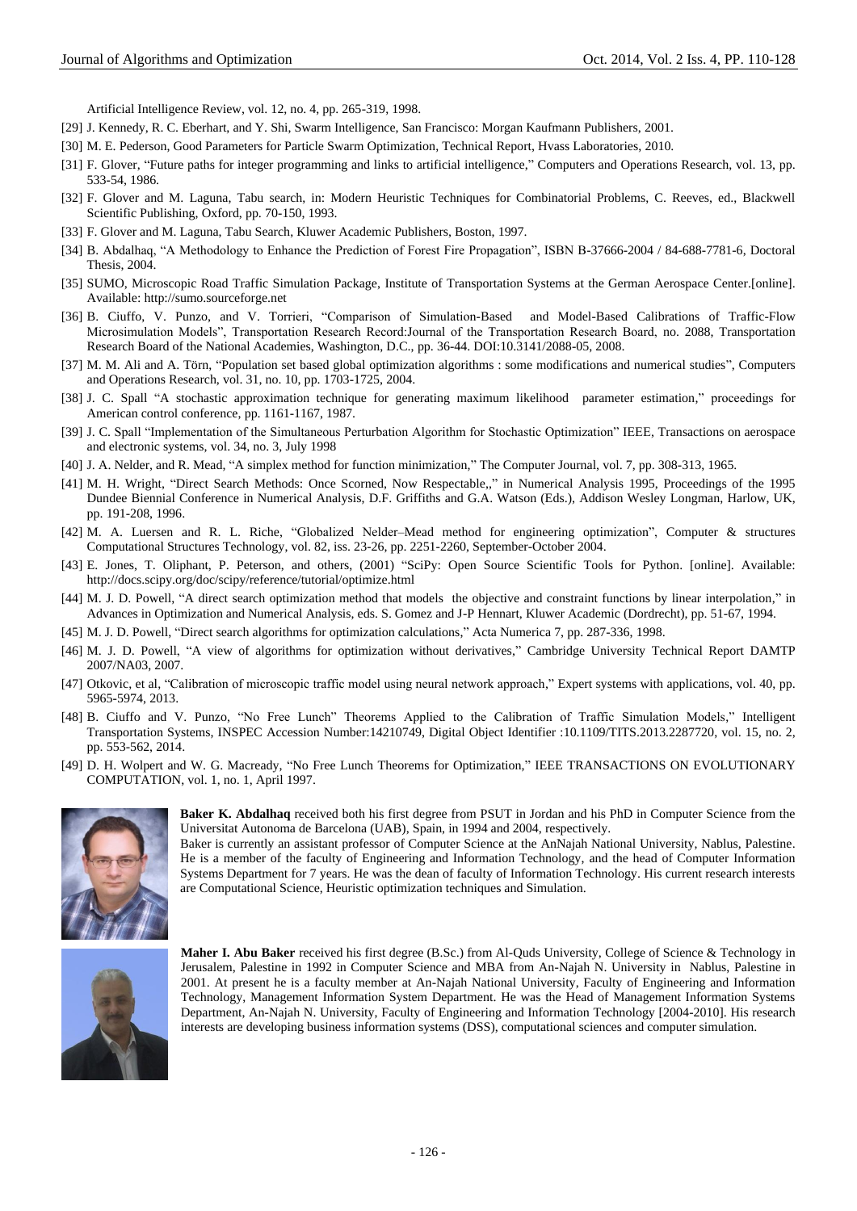Artificial Intelligence Review, vol. 12, no. 4, pp. 265-319, 1998.

[29] J. Kennedy, R. C. Eberhart, and Y. Shi, Swarm Intelligence, San Francisco: Morgan Kaufmann Publishers, 2001.

[30] M. E. Pederson, Good Parameters for Particle Swarm Optimization, Technical Report, Hvass Laboratories, 2010.

[31] F. Glover, "Future paths for integer programming and links to artificial intelligence," Computers and Operations Research, vol. 13, pp. 533-54, 1986.

[32] F. Glover and M. Laguna, Tabu search, in: Modern Heuristic Techniques for Combinatorial Problems, C. Reeves, ed., Blackwell Scientific Publishing, Oxford, pp. 70-150, 1993.

[33] F. Glover and M. Laguna, Tabu Search, Kluwer Academic Publishers, Boston, 1997.

[34] B. Abdalhaq, "A Methodology to Enhance the Prediction of Forest Fire Propagation", ISBN B-37666-2004 / 84-688-7781-6, Doctoral Thesis, 2004.

[35] SUMO, Microscopic Road Traffic Simulation Package, Institute of Transportation Systems at the German Aerospace Center.[online]. Available: http://sumo.sourceforge.net

[36] B. Ciuffo, V. Punzo, and V. Torrieri, "Comparison of Simulation-Based and Model-Based Calibrations of Traffic-Flow Microsimulation Models", Transportation Research Record:Journal of the Transportation Research Board, no. 2088, Transportation Research Board of the National Academies, Washington, D.C., pp. 36-44. DOI:10.3141/2088-05, 2008.

[37] M. M. Ali and A. Törn, "Population set based global optimization algorithms : some modifications and numerical studies", Computers and Operations Research, vol. 31, no. 10, pp. 1703-1725, 2004.

[38] J. C. Spall "A stochastic approximation technique for generating maximum likelihood parameter estimation," proceedings for American control conference, pp. 1161-1167, 1987.

[39] J. C. Spall "Implementation of the Simultaneous Perturbation Algorithm for Stochastic Optimization" IEEE, Transactions on aerospace and electronic systems, vol. 34, no. 3, July 1998

[40] J. A. Nelder, and R. Mead, "A simplex method for function minimization," The Computer Journal, vol. 7, pp. 308-313, 1965.

[41] M. H. Wright, "Direct Search Methods: Once Scorned, Now Respectable,," in Numerical Analysis 1995, Proceedings of the 1995 Dundee Biennial Conference in Numerical Analysis, D.F. Griffiths and G.A. Watson (Eds.), Addison Wesley Longman, Harlow, UK, pp. 191-208, 1996.

[42] M. A. Luersen and R. L. Riche, "Globalized Nelder–Mead method for engineering optimization", Computer & structures Computational Structures Technology, vol. 82, iss. 23-26, pp. 2251-2260, September-October 2004.

[43] E. Jones, T. Oliphant, P. Peterson, and others, (2001) "SciPy: Open Source Scientific Tools for Python. [online]. Available: http://docs.scipy.org/doc/scipy/reference/tutorial/optimize.html

[44] M. J. D. Powell, "A direct search optimization method that models the objective and constraint functions by linear interpolation," in Advances in Optimization and Numerical Analysis, eds. S. Gomez and J-P Hennart, Kluwer Academic (Dordrecht), pp. 51-67, 1994.

[45] M. J. D. Powell, "Direct search algorithms for optimization calculations," Acta Numerica 7, pp. 287-336, 1998.

[46] M. J. D. Powell, "A view of algorithms for optimization without derivatives," Cambridge University Technical Report DAMTP 2007/NA03, 2007.

[47] Otkovic, et al, "Calibration of microscopic traffic model using neural network approach," Expert systems with applications, vol. 40, pp. 5965-5974, 2013.

[48] B. Ciuffo and V. Punzo, "No Free Lunch" Theorems Applied to the Calibration of Traffic Simulation Models," Intelligent Transportation Systems, INSPEC Accession Number:14210749, Digital Object Identifier :10.1109/TITS.2013.2287720, vol. 15, no. 2, pp. 553-562, 2014.

[49] D. H. Wolpert and W. G. Macready, "No Free Lunch Theorems for Optimization," IEEE TRANSACTIONS ON EVOLUTIONARY COMPUTATION, vol. 1, no. 1, April 1997.

**Baker K. Abdalhaq** received both his first degree from PSUT in Jordan and his PhD in Computer Science from the Universitat Autonoma de Barcelona (UAB), Spain, in 1994 and 2004, respectively.
Baker is currently an assistant professor of Computer Science at the AnNajah National University, Nablus, Palestine. He is a member of the faculty of Engineering and Information Technology, and the head of Computer Information Systems Department for 7 years. He was the dean of faculty of Information Technology. His current research interests are Computational Science, Heuristic optimization techniques and Simulation.

**Maher I. Abu Baker** received his first degree (B.Sc.) from Al-Quds University, College of Science & Technology in Jerusalem, Palestine in 1992 in Computer Science and MBA from An-Najah N. University in Nablus, Palestine in 2001. At present he is a faculty member at An-Najah National University, Faculty of Engineering and Information Technology, Management Information System Department. He was the Head of Management Information Systems Department, An-Najah N. University, Faculty of Engineering and Information Technology [2004-2010]. His research interests are developing business information systems (DSS), computational sciences and computer simulation.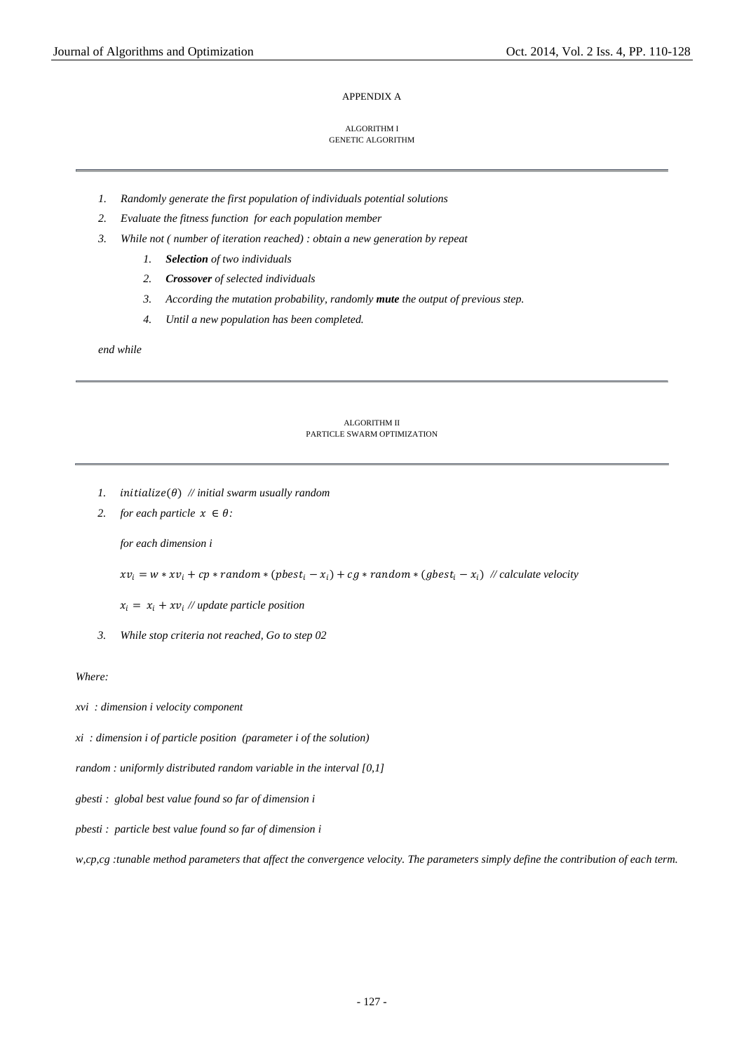APPENDIX A

ALGORITHM I
GENETIC ALGORITHM

---

1. *Randomly generate the first population of individuals potential solutions*
2. *Evaluate the fitness function for each population member*
3. *While not ( number of iteration reached) : obtain a new generation by repeat*
    1. ***Selection** of two individuals*
    2. ***Crossover** of selected individuals*
    3. *According the mutation probability, randomly **mute** the output of previous step.*
    4. *Until a new population has been completed.*

*end while*

---

ALGORITHM II
PARTICLE SWARM OPTIMIZATION

---

1. $initialize(\theta)$ *// initial swarm usually random*
2. *for each particle* $x \in \theta$*:*

    *for each dimension i*

    $xv_i = w * xv_i + cp * random * (pbest_i - x_i) + cg * random * (gbest_i - x_i)$ *// calculate velocity*

    $x_i = x_i + xv_i$ *// update particle position*

3. *While stop criteria not reached, Go to step 02*

*Where:*

*xvi : dimension i velocity component*

*xi : dimension i of particle position (parameter i of the solution)*

*random : uniformly distributed random variable in the interval [0,1]*

*gbesti : global best value found so far of dimension i*

*pbesti : particle best value found so far of dimension i*

*w,cp,cg :tunable method parameters that affect the convergence velocity. The parameters simply define the contribution of each term.*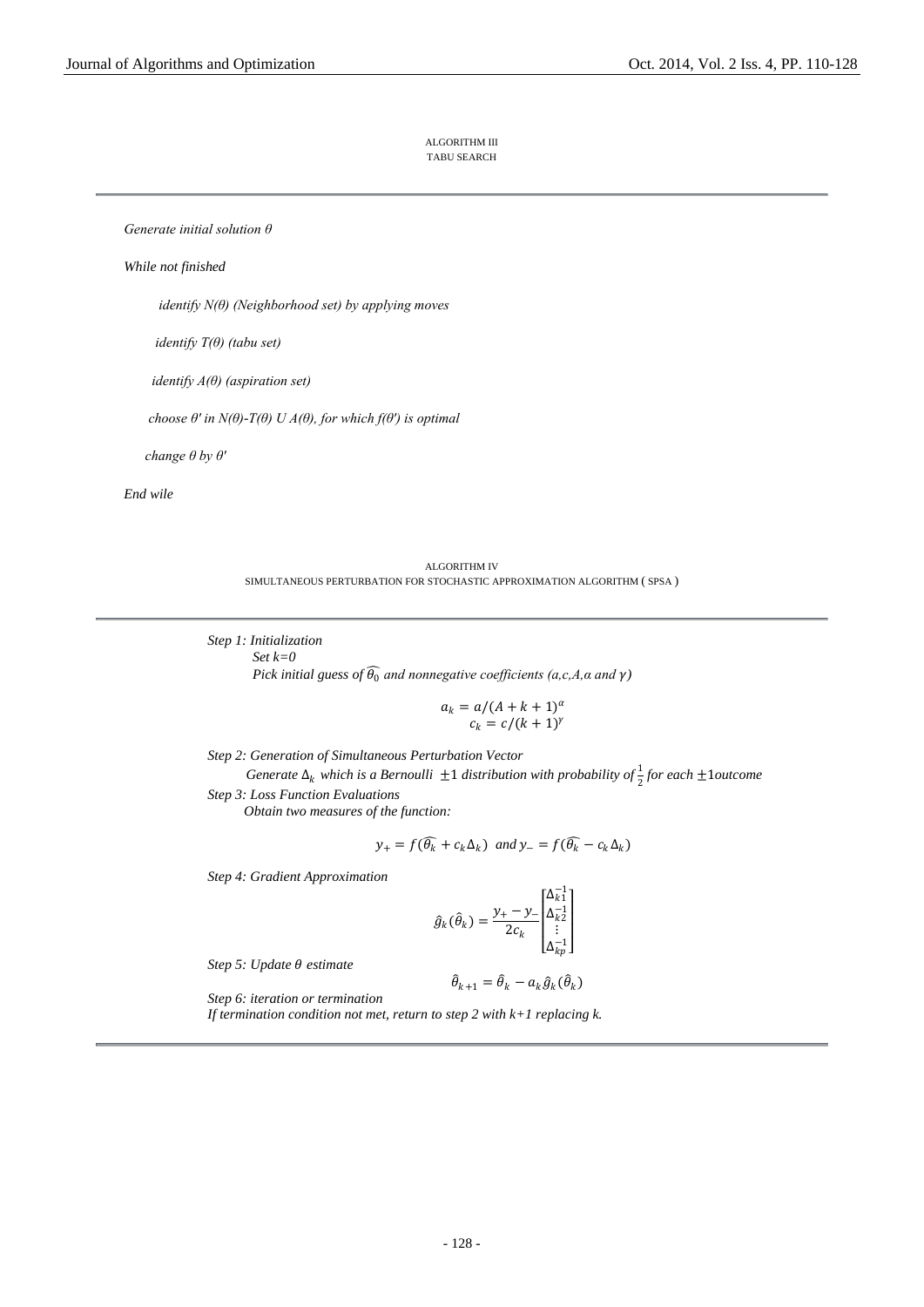ALGORITHM III

TABU SEARCH

---

*Generate initial solution θ*

*While not finished*

*identify N(θ) (Neighborhood set) by applying moves*

*identify T(θ) (tabu set)*

*identify A(θ) (aspiration set)*

*choose θ' in N(θ)-T(θ) U A(θ), for which f(θ') is optimal*

*change θ by θ'*

*End wile*

ALGORITHM IV

SIMULTANEOUS PERTURBATION FOR STOCHASTIC APPROXIMATION ALGORITHM ( SPSA )

---

*Step 1: Initialization*

*Set k=0*

*Pick initial guess of* $\widehat{\theta_0}$ *and nonnegative coefficients (a,c,A,α and γ)*

$$a_k = a/(A+k+1)^{\alpha}$$
$$c_k = c/(k+1)^{\gamma}$$

*Step 2: Generation of Simultaneous Perturbation Vector*

*Generate* $\Delta_k$ *which is a Bernoulli* $\pm 1$ *distribution with probability of* $\frac{1}{2}$ *for each* $\pm 1$*outcome*

*Step 3: Loss Function Evaluations*

*Obtain two measures of the function:*

$$y_+ = f(\widehat{\theta_k} + c_k \Delta_k) \ \ and \ y_- = f(\widehat{\theta_k} - c_k \Delta_k)$$

*Step 4: Gradient Approximation*

$$\hat{g}_k(\hat{\theta}_k) = \frac{y_+ - y_-}{2c_k}\begin{bmatrix}\Delta_{k1}^{-1} \\ \Delta_{k2}^{-1} \\ \vdots \\ \Delta_{kp}^{-1}\end{bmatrix}$$

*Step 5: Update θ estimate*

$$\hat{\theta}_{k+1} = \hat{\theta}_k - a_k \hat{g}_k(\hat{\theta}_k)$$

*Step 6: iteration or termination*

*If termination condition not met, return to step 2 with k+1 replacing k.*